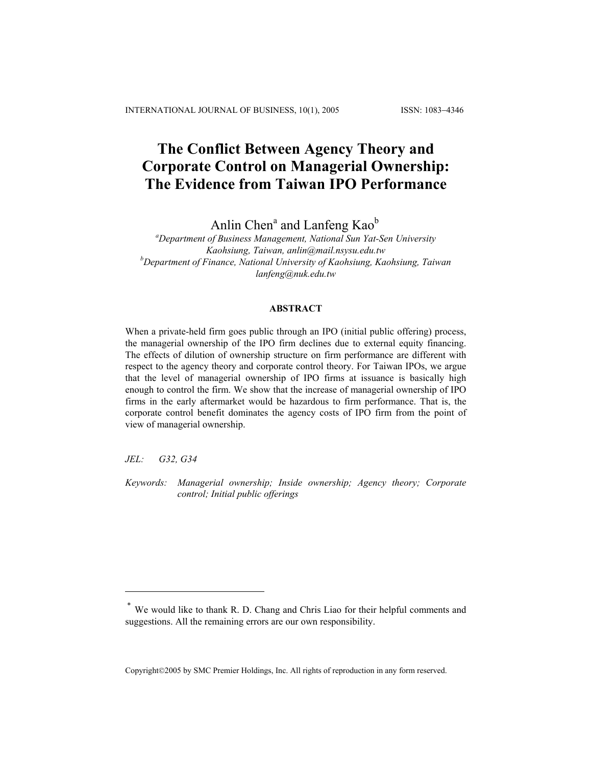# The Conflict Between Agency Theory and Corporate Control on Managerial Ownership: The Evidence from Taiwan IPO Performance

Anlin Chen[a] and Lanfeng Kao[b]

[a]*Department of Business Management, National Sun Yat-Sen University Kaohsiung, Taiwan, anlin@mail.nsysu.edu.tw*

[b]*Department of Finance, National University of Kaohsiung, Kaohsiung, Taiwan lanfeng@nuk.edu.tw*

**ABSTRACT**

When a private-held firm goes public through an IPO (initial public offering) process, the managerial ownership of the IPO firm declines due to external equity financing. The effects of dilution of ownership structure on firm performance are different with respect to the agency theory and corporate control theory. For Taiwan IPOs, we argue that the level of managerial ownership of IPO firms at issuance is basically high enough to control the firm. We show that the increase of managerial ownership of IPO firms in the early aftermarket would be hazardous to firm performance. That is, the corporate control benefit dominates the agency costs of IPO firm from the point of view of managerial ownership.

*JEL:* G32, G34

*Keywords:* *Managerial ownership; Inside ownership; Agency theory; Corporate control; Initial public offerings*

---

[*] We would like to thank R. D. Chang and Chris Liao for their helpful comments and suggestions. All the remaining errors are our own responsibility.

Copyright©2005 by SMC Premier Holdings, Inc. All rights of reproduction in any form reserved.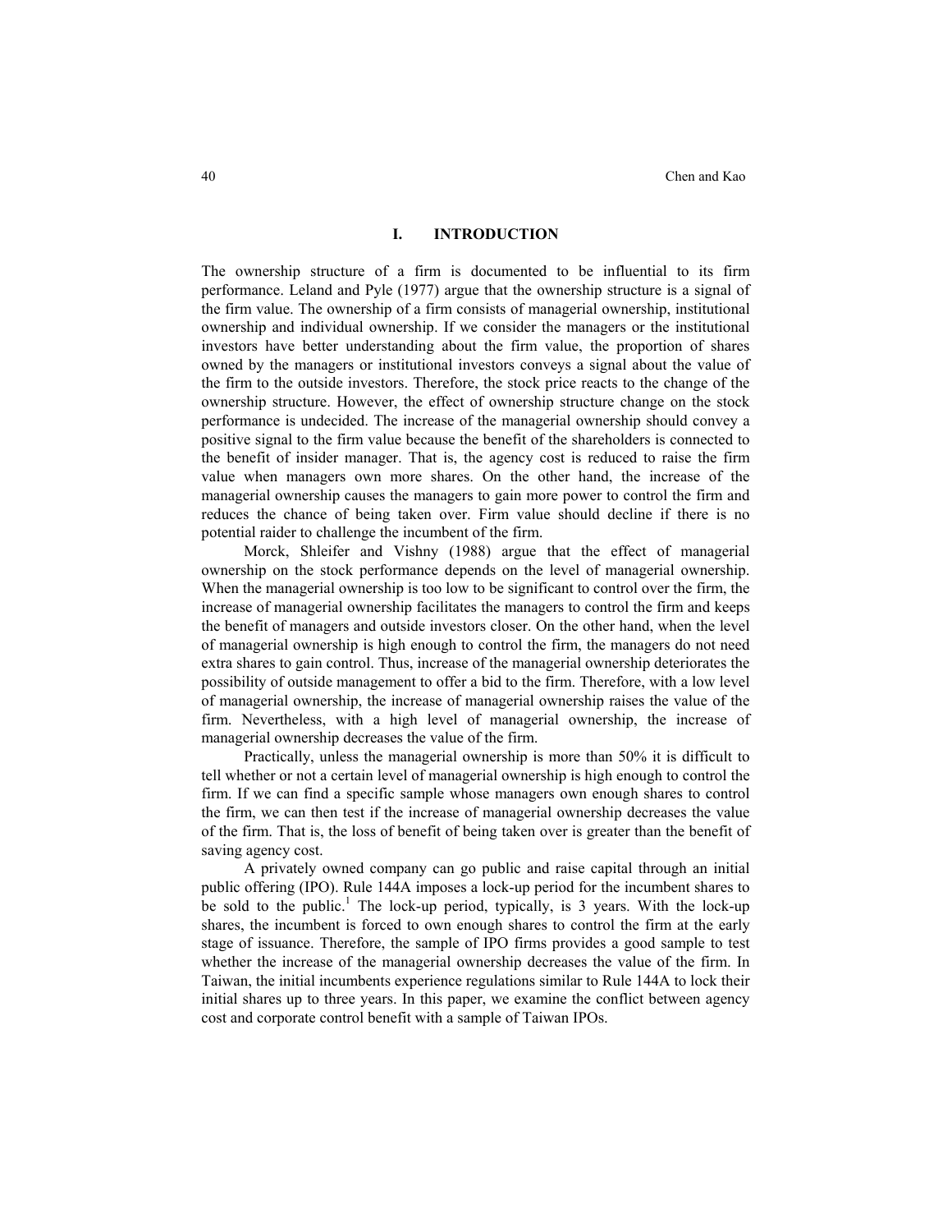## I. INTRODUCTION

The ownership structure of a firm is documented to be influential to its firm performance. Leland and Pyle (1977) argue that the ownership structure is a signal of the firm value. The ownership of a firm consists of managerial ownership, institutional ownership and individual ownership. If we consider the managers or the institutional investors have better understanding about the firm value, the proportion of shares owned by the managers or institutional investors conveys a signal about the value of the firm to the outside investors. Therefore, the stock price reacts to the change of the ownership structure. However, the effect of ownership structure change on the stock performance is undecided. The increase of the managerial ownership should convey a positive signal to the firm value because the benefit of the shareholders is connected to the benefit of insider manager. That is, the agency cost is reduced to raise the firm value when managers own more shares. On the other hand, the increase of the managerial ownership causes the managers to gain more power to control the firm and reduces the chance of being taken over. Firm value should decline if there is no potential raider to challenge the incumbent of the firm.

Morck, Shleifer and Vishny (1988) argue that the effect of managerial ownership on the stock performance depends on the level of managerial ownership. When the managerial ownership is too low to be significant to control over the firm, the increase of managerial ownership facilitates the managers to control the firm and keeps the benefit of managers and outside investors closer. On the other hand, when the level of managerial ownership is high enough to control the firm, the managers do not need extra shares to gain control. Thus, increase of the managerial ownership deteriorates the possibility of outside management to offer a bid to the firm. Therefore, with a low level of managerial ownership, the increase of managerial ownership raises the value of the firm. Nevertheless, with a high level of managerial ownership, the increase of managerial ownership decreases the value of the firm.

Practically, unless the managerial ownership is more than 50% it is difficult to tell whether or not a certain level of managerial ownership is high enough to control the firm. If we can find a specific sample whose managers own enough shares to control the firm, we can then test if the increase of managerial ownership decreases the value of the firm. That is, the loss of benefit of being taken over is greater than the benefit of saving agency cost.

A privately owned company can go public and raise capital through an initial public offering (IPO). Rule 144A imposes a lock-up period for the incumbent shares to be sold to the public.[1] The lock-up period, typically, is 3 years. With the lock-up shares, the incumbent is forced to own enough shares to control the firm at the early stage of issuance. Therefore, the sample of IPO firms provides a good sample to test whether the increase of the managerial ownership decreases the value of the firm. In Taiwan, the initial incumbents experience regulations similar to Rule 144A to lock their initial shares up to three years. In this paper, we examine the conflict between agency cost and corporate control benefit with a sample of Taiwan IPOs.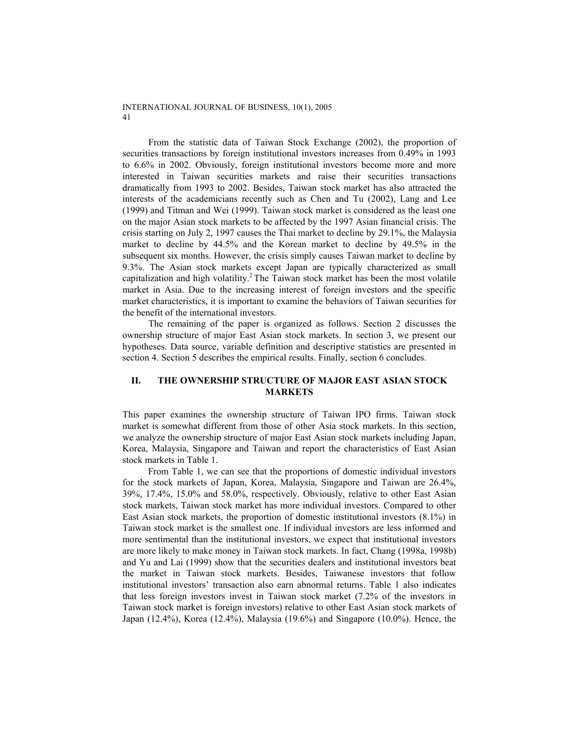From the statistic data of Taiwan Stock Exchange (2002), the proportion of securities transactions by foreign institutional investors increases from 0.49% in 1993 to 6.6% in 2002. Obviously, foreign institutional investors become more and more interested in Taiwan securities markets and raise their securities transactions dramatically from 1993 to 2002. Besides, Taiwan stock market has also attracted the interests of the academicians recently such as Chen and Tu (2002), Lang and Lee (1999) and Titman and Wei (1999). Taiwan stock market is considered as the least one on the major Asian stock markets to be affected by the 1997 Asian financial crisis. The crisis starting on July 2, 1997 causes the Thai market to decline by 29.1%, the Malaysia market to decline by 44.5% and the Korean market to decline by 49.5% in the subsequent six months. However, the crisis simply causes Taiwan market to decline by 9.3%. The Asian stock markets except Japan are typically characterized as small capitalization and high volatility.[2] The Taiwan stock market has been the most volatile market in Asia. Due to the increasing interest of foreign investors and the specific market characteristics, it is important to examine the behaviors of Taiwan securities for the benefit of the international investors.

The remaining of the paper is organized as follows. Section 2 discusses the ownership structure of major East Asian stock markets. In section 3, we present our hypotheses. Data source, variable definition and descriptive statistics are presented in section 4. Section 5 describes the empirical results. Finally, section 6 concludes.

## II. THE OWNERSHIP STRUCTURE OF MAJOR EAST ASIAN STOCK MARKETS

This paper examines the ownership structure of Taiwan IPO firms. Taiwan stock market is somewhat different from those of other Asia stock markets. In this section, we analyze the ownership structure of major East Asian stock markets including Japan, Korea, Malaysia, Singapore and Taiwan and report the characteristics of East Asian stock markets in Table 1.

From Table 1, we can see that the proportions of domestic individual investors for the stock markets of Japan, Korea, Malaysia, Singapore and Taiwan are 26.4%, 39%, 17.4%, 15.0% and 58.0%, respectively. Obviously, relative to other East Asian stock markets, Taiwan stock market has more individual investors. Compared to other East Asian stock markets, the proportion of domestic institutional investors (8.1%) in Taiwan stock market is the smallest one. If individual investors are less informed and more sentimental than the institutional investors, we expect that institutional investors are more likely to make money in Taiwan stock markets. In fact, Chang (1998a, 1998b) and Yu and Lai (1999) show that the securities dealers and institutional investors beat the market in Taiwan stock markets. Besides, Taiwanese investors that follow institutional investors' transaction also earn abnormal returns. Table 1 also indicates that less foreign investors invest in Taiwan stock market (7.2% of the investors in Taiwan stock market is foreign investors) relative to other East Asian stock markets of Japan (12.4%), Korea (12.4%), Malaysia (19.6%) and Singapore (10.0%). Hence, the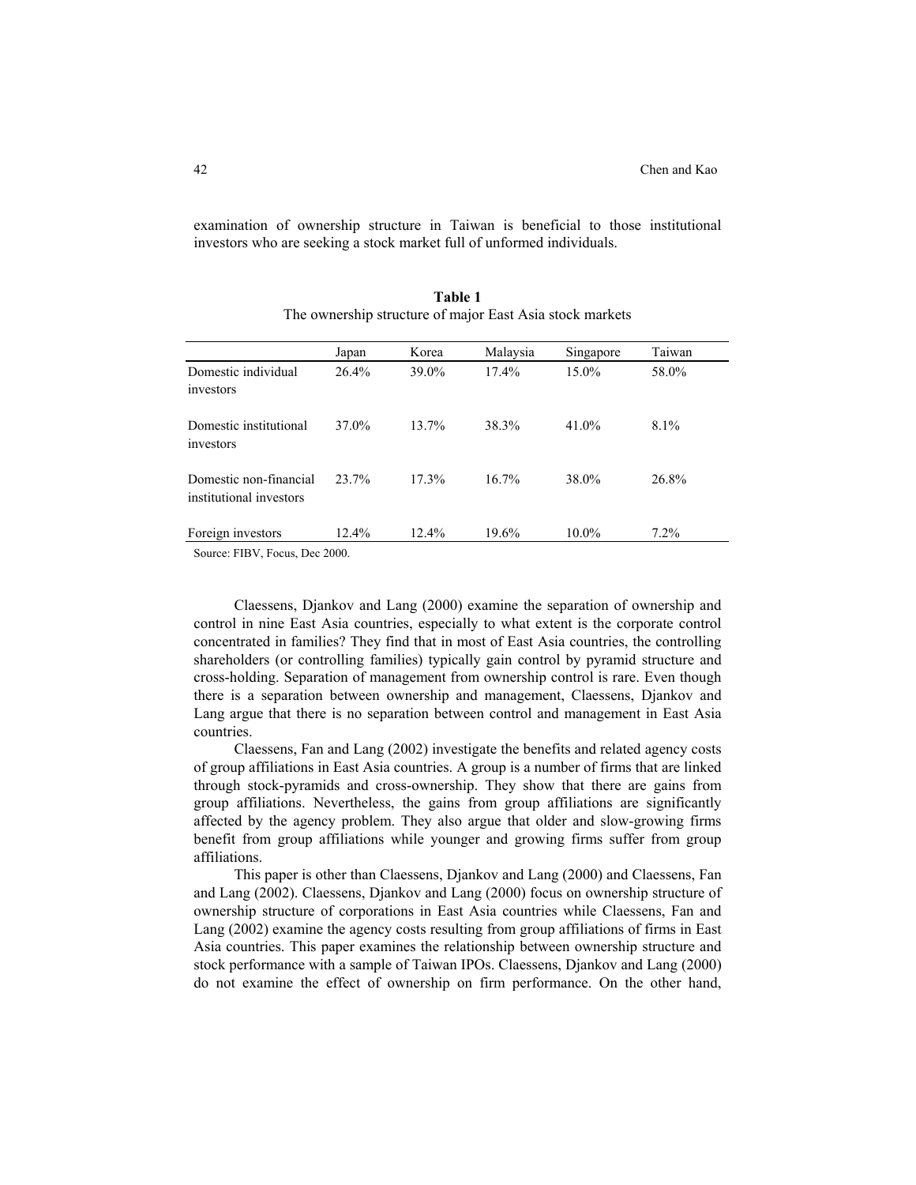examination of ownership structure in Taiwan is beneficial to those institutional investors who are seeking a stock market full of unformed individuals.

**Table 1**
The ownership structure of major East Asia stock markets

| | Japan | Korea | Malaysia | Singapore | Taiwan |
|---|---|---|---|---|---|
| Domestic individual investors | 26.4% | 39.0% | 17.4% | 15.0% | 58.0% |
| Domestic institutional investors | 37.0% | 13.7% | 38.3% | 41.0% | 8.1% |
| Domestic non-financial institutional investors | 23.7% | 17.3% | 16.7% | 38.0% | 26.8% |
| Foreign investors | 12.4% | 12.4% | 19.6% | 10.0% | 7.2% |

Source: FIBV, Focus, Dec 2000.

Claessens, Djankov and Lang (2000) examine the separation of ownership and control in nine East Asia countries, especially to what extent is the corporate control concentrated in families? They find that in most of East Asia countries, the controlling shareholders (or controlling families) typically gain control by pyramid structure and cross-holding. Separation of management from ownership control is rare. Even though there is a separation between ownership and management, Claessens, Djankov and Lang argue that there is no separation between control and management in East Asia countries.

Claessens, Fan and Lang (2002) investigate the benefits and related agency costs of group affiliations in East Asia countries. A group is a number of firms that are linked through stock-pyramids and cross-ownership. They show that there are gains from group affiliations. Nevertheless, the gains from group affiliations are significantly affected by the agency problem. They also argue that older and slow-growing firms benefit from group affiliations while younger and growing firms suffer from group affiliations.

This paper is other than Claessens, Djankov and Lang (2000) and Claessens, Fan and Lang (2002). Claessens, Djankov and Lang (2000) focus on ownership structure of ownership structure of corporations in East Asia countries while Claessens, Fan and Lang (2002) examine the agency costs resulting from group affiliations of firms in East Asia countries. This paper examines the relationship between ownership structure and stock performance with a sample of Taiwan IPOs. Claessens, Djankov and Lang (2000) do not examine the effect of ownership on firm performance. On the other hand,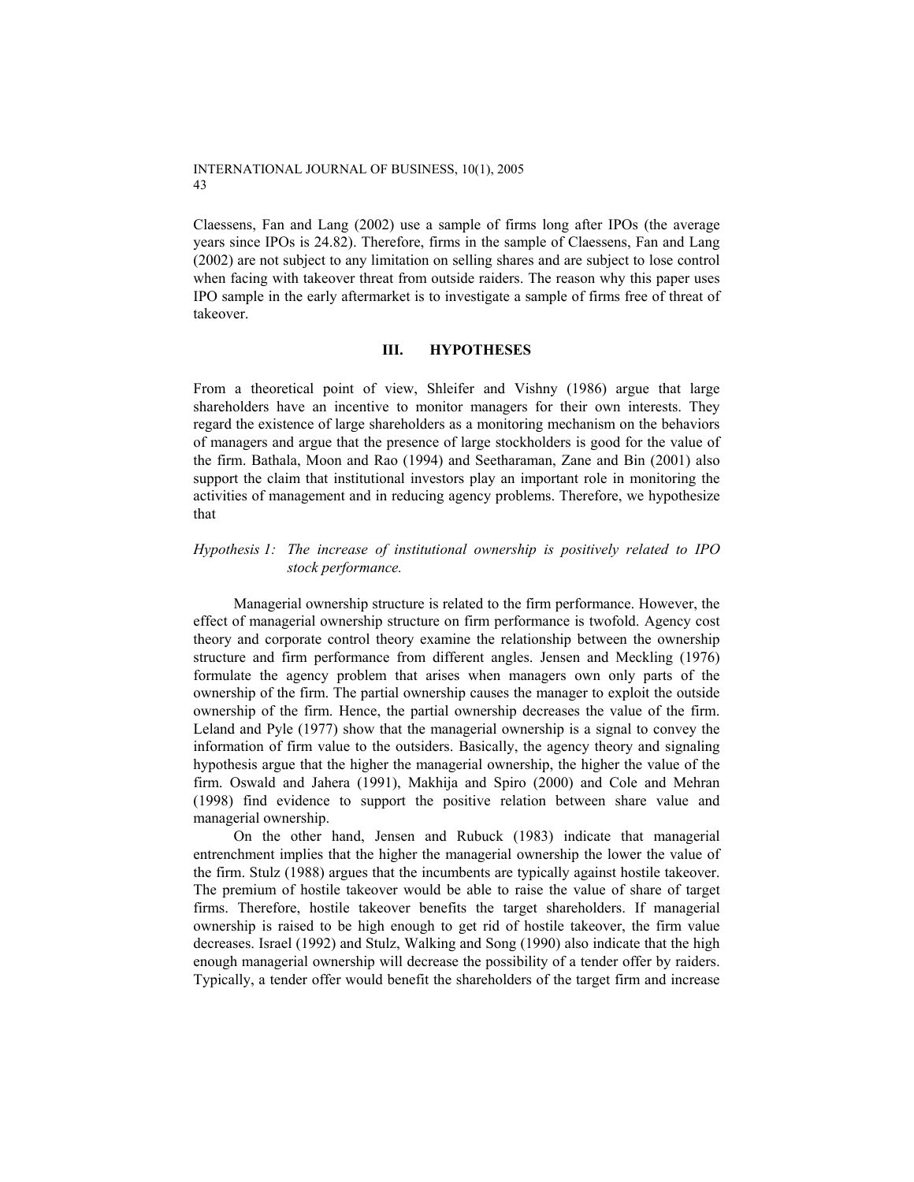Claessens, Fan and Lang (2002) use a sample of firms long after IPOs (the average years since IPOs is 24.82). Therefore, firms in the sample of Claessens, Fan and Lang (2002) are not subject to any limitation on selling shares and are subject to lose control when facing with takeover threat from outside raiders. The reason why this paper uses IPO sample in the early aftermarket is to investigate a sample of firms free of threat of takeover.

## III. HYPOTHESES

From a theoretical point of view, Shleifer and Vishny (1986) argue that large shareholders have an incentive to monitor managers for their own interests. They regard the existence of large shareholders as a monitoring mechanism on the behaviors of managers and argue that the presence of large stockholders is good for the value of the firm. Bathala, Moon and Rao (1994) and Seetharaman, Zane and Bin (2001) also support the claim that institutional investors play an important role in monitoring the activities of management and in reducing agency problems. Therefore, we hypothesize that

*Hypothesis 1: The increase of institutional ownership is positively related to IPO stock performance.*

Managerial ownership structure is related to the firm performance. However, the effect of managerial ownership structure on firm performance is twofold. Agency cost theory and corporate control theory examine the relationship between the ownership structure and firm performance from different angles. Jensen and Meckling (1976) formulate the agency problem that arises when managers own only parts of the ownership of the firm. The partial ownership causes the manager to exploit the outside ownership of the firm. Hence, the partial ownership decreases the value of the firm. Leland and Pyle (1977) show that the managerial ownership is a signal to convey the information of firm value to the outsiders. Basically, the agency theory and signaling hypothesis argue that the higher the managerial ownership, the higher the value of the firm. Oswald and Jahera (1991), Makhija and Spiro (2000) and Cole and Mehran (1998) find evidence to support the positive relation between share value and managerial ownership.

On the other hand, Jensen and Rubuck (1983) indicate that managerial entrenchment implies that the higher the managerial ownership the lower the value of the firm. Stulz (1988) argues that the incumbents are typically against hostile takeover. The premium of hostile takeover would be able to raise the value of share of target firms. Therefore, hostile takeover benefits the target shareholders. If managerial ownership is raised to be high enough to get rid of hostile takeover, the firm value decreases. Israel (1992) and Stulz, Walking and Song (1990) also indicate that the high enough managerial ownership will decrease the possibility of a tender offer by raiders. Typically, a tender offer would benefit the shareholders of the target firm and increase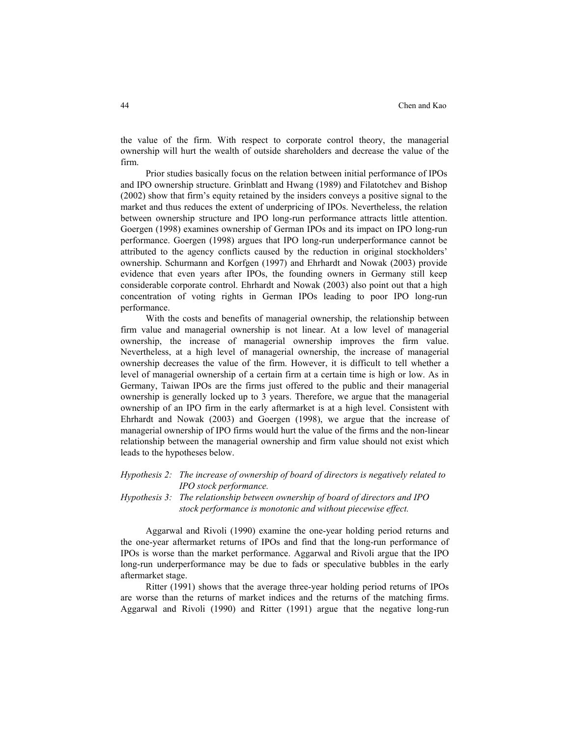the value of the firm. With respect to corporate control theory, the managerial ownership will hurt the wealth of outside shareholders and decrease the value of the firm.

Prior studies basically focus on the relation between initial performance of IPOs and IPO ownership structure. Grinblatt and Hwang (1989) and Filatotchev and Bishop (2002) show that firm's equity retained by the insiders conveys a positive signal to the market and thus reduces the extent of underpricing of IPOs. Nevertheless, the relation between ownership structure and IPO long-run performance attracts little attention. Goergen (1998) examines ownership of German IPOs and its impact on IPO long-run performance. Goergen (1998) argues that IPO long-run underperformance cannot be attributed to the agency conflicts caused by the reduction in original stockholders' ownership. Schurmann and Korfgen (1997) and Ehrhardt and Nowak (2003) provide evidence that even years after IPOs, the founding owners in Germany still keep considerable corporate control. Ehrhardt and Nowak (2003) also point out that a high concentration of voting rights in German IPOs leading to poor IPO long-run performance.

With the costs and benefits of managerial ownership, the relationship between firm value and managerial ownership is not linear. At a low level of managerial ownership, the increase of managerial ownership improves the firm value. Nevertheless, at a high level of managerial ownership, the increase of managerial ownership decreases the value of the firm. However, it is difficult to tell whether a level of managerial ownership of a certain firm at a certain time is high or low. As in Germany, Taiwan IPOs are the firms just offered to the public and their managerial ownership is generally locked up to 3 years. Therefore, we argue that the managerial ownership of an IPO firm in the early aftermarket is at a high level. Consistent with Ehrhardt and Nowak (2003) and Goergen (1998), we argue that the increase of managerial ownership of IPO firms would hurt the value of the firms and the non-linear relationship between the managerial ownership and firm value should not exist which leads to the hypotheses below.

*Hypothesis 2: The increase of ownership of board of directors is negatively related to IPO stock performance.*

*Hypothesis 3: The relationship between ownership of board of directors and IPO stock performance is monotonic and without piecewise effect.*

Aggarwal and Rivoli (1990) examine the one-year holding period returns and the one-year aftermarket returns of IPOs and find that the long-run performance of IPOs is worse than the market performance. Aggarwal and Rivoli argue that the IPO long-run underperformance may be due to fads or speculative bubbles in the early aftermarket stage.

Ritter (1991) shows that the average three-year holding period returns of IPOs are worse than the returns of market indices and the returns of the matching firms. Aggarwal and Rivoli (1990) and Ritter (1991) argue that the negative long-run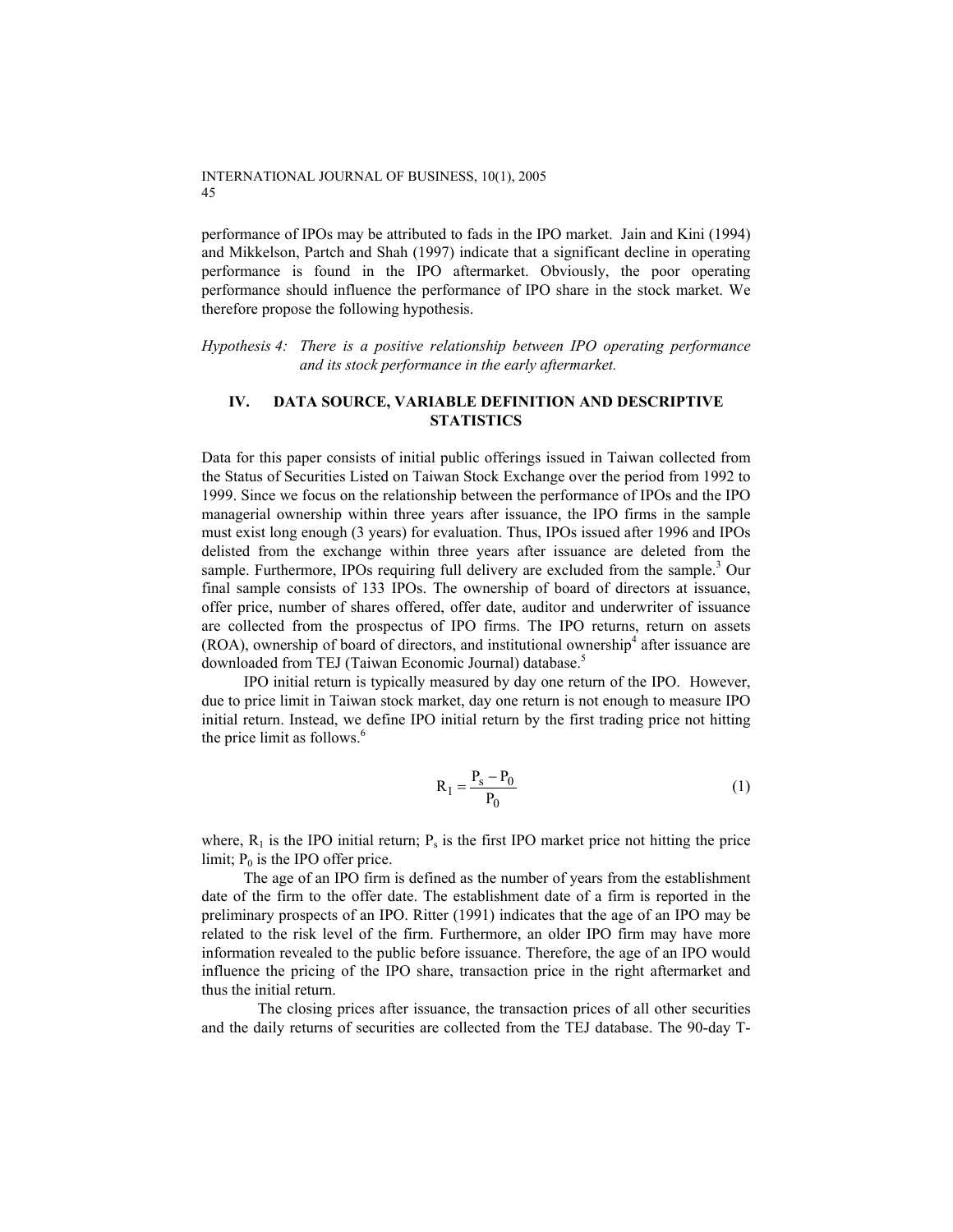performance of IPOs may be attributed to fads in the IPO market. Jain and Kini (1994) and Mikkelson, Partch and Shah (1997) indicate that a significant decline in operating performance is found in the IPO aftermarket. Obviously, the poor operating performance should influence the performance of IPO share in the stock market. We therefore propose the following hypothesis.

*Hypothesis 4: There is a positive relationship between IPO operating performance and its stock performance in the early aftermarket.*

## IV. DATA SOURCE, VARIABLE DEFINITION AND DESCRIPTIVE STATISTICS

Data for this paper consists of initial public offerings issued in Taiwan collected from the Status of Securities Listed on Taiwan Stock Exchange over the period from 1992 to 1999. Since we focus on the relationship between the performance of IPOs and the IPO managerial ownership within three years after issuance, the IPO firms in the sample must exist long enough (3 years) for evaluation. Thus, IPOs issued after 1996 and IPOs delisted from the exchange within three years after issuance are deleted from the sample. Furthermore, IPOs requiring full delivery are excluded from the sample.[3] Our final sample consists of 133 IPOs. The ownership of board of directors at issuance, offer price, number of shares offered, offer date, auditor and underwriter of issuance are collected from the prospectus of IPO firms. The IPO returns, return on assets (ROA), ownership of board of directors, and institutional ownership[4] after issuance are downloaded from TEJ (Taiwan Economic Journal) database.[5]

IPO initial return is typically measured by day one return of the IPO. However, due to price limit in Taiwan stock market, day one return is not enough to measure IPO initial return. Instead, we define IPO initial return by the first trading price not hitting the price limit as follows.[6]

$$R_1 = \frac{P_s - P_0}{P_0} \tag{1}$$

where, $R_1$ is the IPO initial return; $P_s$ is the first IPO market price not hitting the price limit; $P_0$ is the IPO offer price.

The age of an IPO firm is defined as the number of years from the establishment date of the firm to the offer date. The establishment date of a firm is reported in the preliminary prospects of an IPO. Ritter (1991) indicates that the age of an IPO may be related to the risk level of the firm. Furthermore, an older IPO firm may have more information revealed to the public before issuance. Therefore, the age of an IPO would influence the pricing of the IPO share, transaction price in the right aftermarket and thus the initial return.

The closing prices after issuance, the transaction prices of all other securities and the daily returns of securities are collected from the TEJ database. The 90-day T-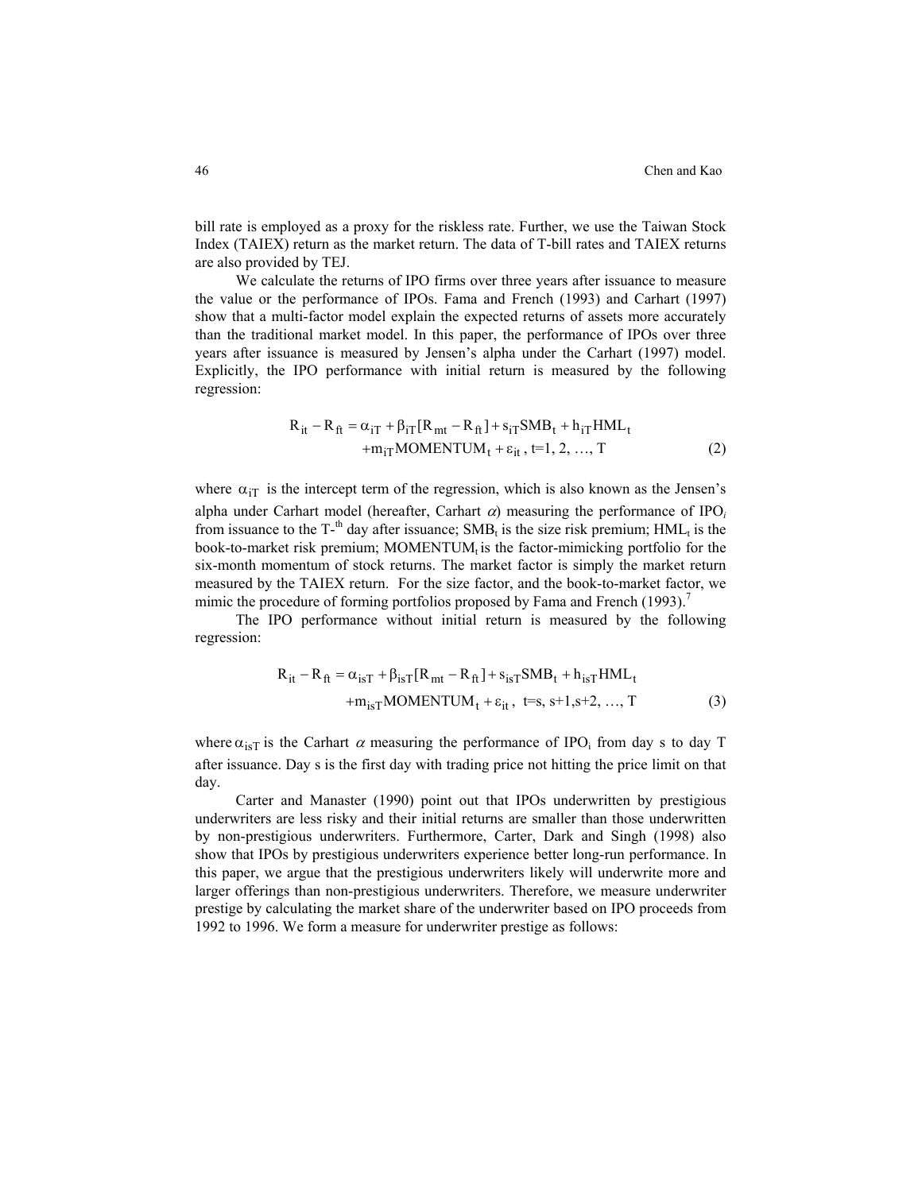bill rate is employed as a proxy for the riskless rate. Further, we use the Taiwan Stock Index (TAIEX) return as the market return. The data of T-bill rates and TAIEX returns are also provided by TEJ.

We calculate the returns of IPO firms over three years after issuance to measure the value or the performance of IPOs. Fama and French (1993) and Carhart (1997) show that a multi-factor model explain the expected returns of assets more accurately than the traditional market model. In this paper, the performance of IPOs over three years after issuance is measured by Jensen's alpha under the Carhart (1997) model. Explicitly, the IPO performance with initial return is measured by the following regression:

$$R_{it} - R_{ft} = \alpha_{iT} + \beta_{iT}[R_{mt} - R_{ft}] + s_{iT}SMB_t + h_{iT}HML_t + m_{iT}MOMENTUM_t + \varepsilon_{it}, \ t=1, 2, \ldots, T \tag{2}$$

where $\alpha_{iT}$ is the intercept term of the regression, which is also known as the Jensen's alpha under Carhart model (hereafter, Carhart $\alpha$) measuring the performance of IPO$_i$ from issuance to the T-$^{th}$ day after issuance; $SMB_t$ is the size risk premium; $HML_t$ is the book-to-market risk premium; $MOMENTUM_t$ is the factor-mimicking portfolio for the six-month momentum of stock returns. The market factor is simply the market return measured by the TAIEX return. For the size factor, and the book-to-market factor, we mimic the procedure of forming portfolios proposed by Fama and French (1993).[7]

The IPO performance without initial return is measured by the following regression:

$$R_{it} - R_{ft} = \alpha_{isT} + \beta_{isT}[R_{mt} - R_{ft}] + s_{isT}SMB_t + h_{isT}HML_t + m_{isT}MOMENTUM_t + \varepsilon_{it}, \ t=s, s+1, s+2, \ldots, T \tag{3}$$

where $\alpha_{isT}$ is the Carhart $\alpha$ measuring the performance of IPO$_i$ from day s to day T after issuance. Day s is the first day with trading price not hitting the price limit on that day.

Carter and Manaster (1990) point out that IPOs underwritten by prestigious underwriters are less risky and their initial returns are smaller than those underwritten by non-prestigious underwriters. Furthermore, Carter, Dark and Singh (1998) also show that IPOs by prestigious underwriters experience better long-run performance. In this paper, we argue that the prestigious underwriters likely will underwrite more and larger offerings than non-prestigious underwriters. Therefore, we measure underwriter prestige by calculating the market share of the underwriter based on IPO proceeds from 1992 to 1996. We form a measure for underwriter prestige as follows: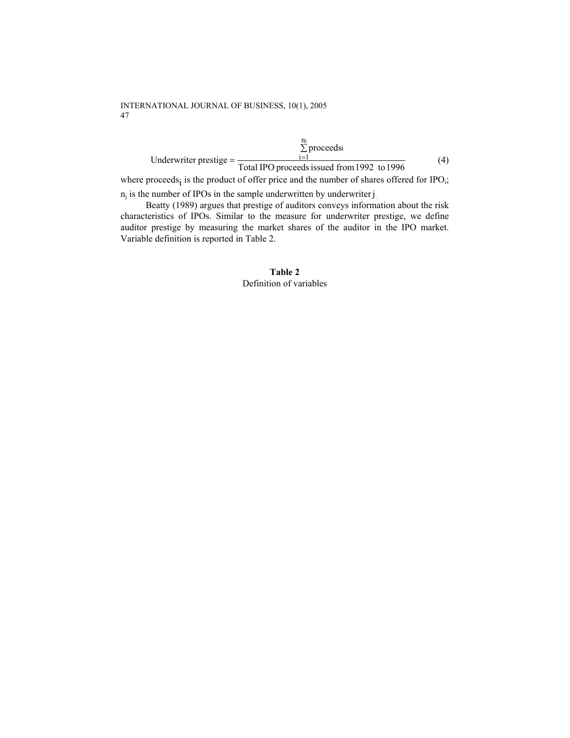$$\text{Underwriter prestige} = \frac{\sum_{i=1}^{n_j} \text{proceeds}_i}{\text{Total IPO proceeds issued from 1992 to 1996}} \tag{4}$$

where $\text{proceeds}_i$ is the product of offer price and the number of shares offered for $\text{IPO}_i$; $n_j$ is the number of IPOs in the sample underwritten by underwriter $j$.

Beatty (1989) argues that prestige of auditors conveys information about the risk characteristics of IPOs. Similar to the measure for underwriter prestige, we define auditor prestige by measuring the market shares of the auditor in the IPO market. Variable definition is reported in Table 2.

**Table 2**

Definition of variables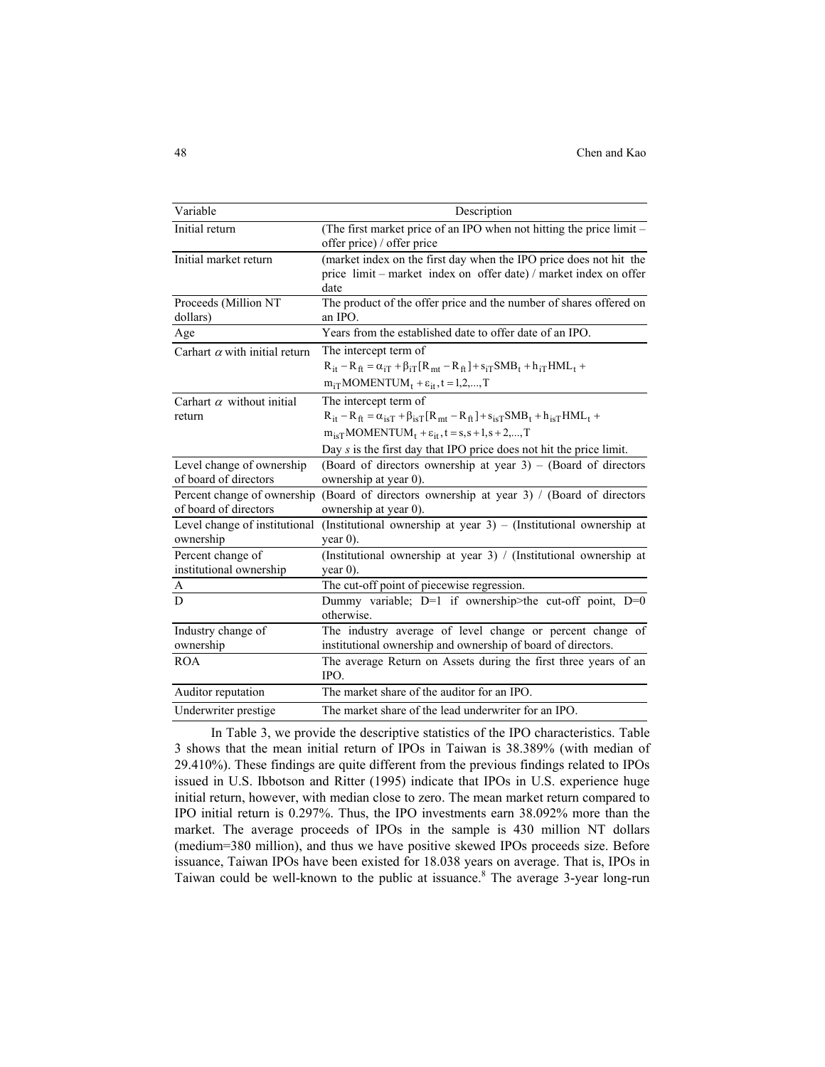| Variable | Description |
|---|---|
| Initial return | (The first market price of an IPO when not hitting the price limit – offer price) / offer price |
| Initial market return | (market index on the first day when the IPO price does not hit the price limit – market index on offer date) / market index on offer date |
| Proceeds (Million NT dollars) | The product of the offer price and the number of shares offered on an IPO. |
| Age | Years from the established date to offer date of an IPO. |
| Carhart $\alpha$ with initial return | The intercept term of $R_{it} - R_{ft} = \alpha_{iT} + \beta_{iT}[R_{mt} - R_{ft}] + s_{iT}SMB_t + h_{iT}HML_t + m_{iT}MOMENTUM_t + \varepsilon_{it}, t = 1,2,...,T$ |
| Carhart $\alpha$ without initial return | The intercept term of $R_{it} - R_{ft} = \alpha_{isT} + \beta_{isT}[R_{mt} - R_{ft}] + s_{isT}SMB_t + h_{isT}HML_t + m_{isT}MOMENTUM_t + \varepsilon_{it}, t = s, s+1, s+2,...,T$ Day *s* is the first day that IPO price does not hit the price limit. |
| Level change of ownership of board of directors | (Board of directors ownership at year 3) – (Board of directors ownership at year 0). |
| Percent change of ownership of board of directors | (Board of directors ownership at year 3) / (Board of directors ownership at year 0). |
| Level change of institutional ownership | (Institutional ownership at year 3) – (Institutional ownership at year 0). |
| Percent change of institutional ownership | (Institutional ownership at year 3) / (Institutional ownership at year 0). |
| A | The cut-off point of piecewise regression. |
| D | Dummy variable; D=1 if ownership>the cut-off point, D=0 otherwise. |
| Industry change of ownership | The industry average of level change or percent change of institutional ownership and ownership of board of directors. |
| ROA | The average Return on Assets during the first three years of an IPO. |
| Auditor reputation | The market share of the auditor for an IPO. |
| Underwriter prestige | The market share of the lead underwriter for an IPO. |

In Table 3, we provide the descriptive statistics of the IPO characteristics. Table 3 shows that the mean initial return of IPOs in Taiwan is 38.389% (with median of 29.410%). These findings are quite different from the previous findings related to IPOs issued in U.S. Ibbotson and Ritter (1995) indicate that IPOs in U.S. experience huge initial return, however, with median close to zero. The mean market return compared to IPO initial return is 0.297%. Thus, the IPO investments earn 38.092% more than the market. The average proceeds of IPOs in the sample is 430 million NT dollars (medium=380 million), and thus we have positive skewed IPOs proceeds size. Before issuance, Taiwan IPOs have been existed for 18.038 years on average. That is, IPOs in Taiwan could be well-known to the public at issuance.[8] The average 3-year long-run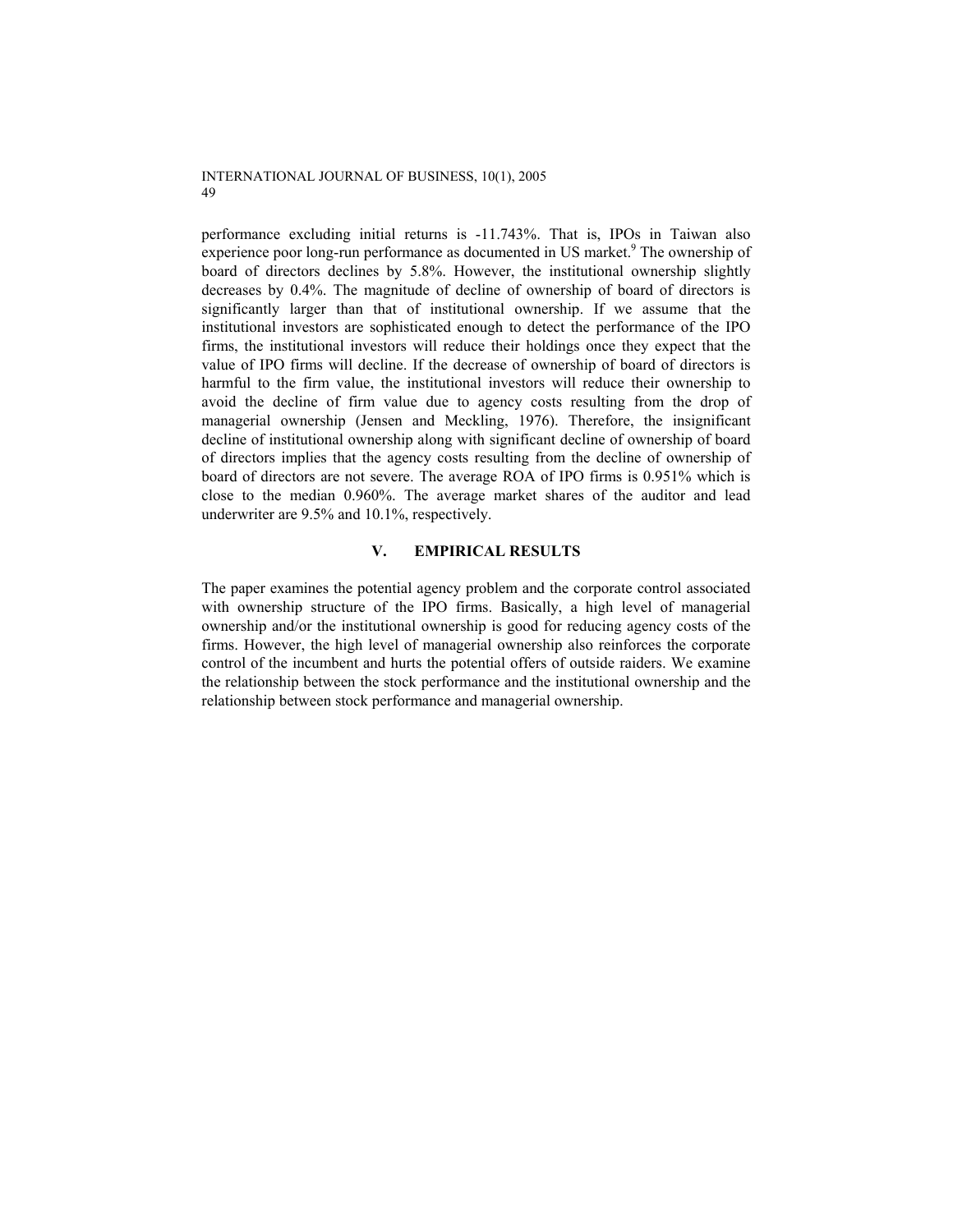performance excluding initial returns is -11.743%. That is, IPOs in Taiwan also experience poor long-run performance as documented in US market.[9] The ownership of board of directors declines by 5.8%. However, the institutional ownership slightly decreases by 0.4%. The magnitude of decline of ownership of board of directors is significantly larger than that of institutional ownership. If we assume that the institutional investors are sophisticated enough to detect the performance of the IPO firms, the institutional investors will reduce their holdings once they expect that the value of IPO firms will decline. If the decrease of ownership of board of directors is harmful to the firm value, the institutional investors will reduce their ownership to avoid the decline of firm value due to agency costs resulting from the drop of managerial ownership (Jensen and Meckling, 1976). Therefore, the insignificant decline of institutional ownership along with significant decline of ownership of board of directors implies that the agency costs resulting from the decline of ownership of board of directors are not severe. The average ROA of IPO firms is 0.951% which is close to the median 0.960%. The average market shares of the auditor and lead underwriter are 9.5% and 10.1%, respectively.

## V. EMPIRICAL RESULTS

The paper examines the potential agency problem and the corporate control associated with ownership structure of the IPO firms. Basically, a high level of managerial ownership and/or the institutional ownership is good for reducing agency costs of the firms. However, the high level of managerial ownership also reinforces the corporate control of the incumbent and hurts the potential offers of outside raiders. We examine the relationship between the stock performance and the institutional ownership and the relationship between stock performance and managerial ownership.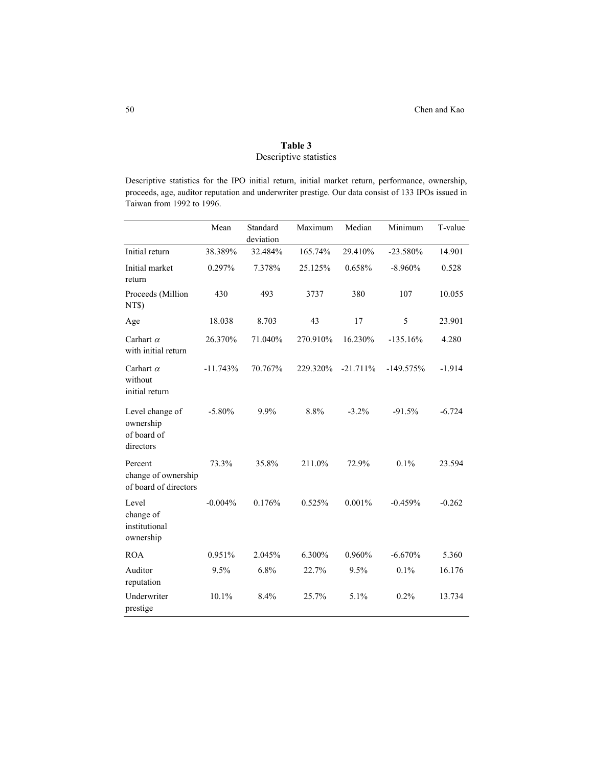**Table 3**
Descriptive statistics

Descriptive statistics for the IPO initial return, initial market return, performance, ownership, proceeds, age, auditor reputation and underwriter prestige. Our data consist of 133 IPOs issued in Taiwan from 1992 to 1996.

| | Mean | Standard deviation | Maximum | Median | Minimum | T-value |
|---|---|---|---|---|---|---|
| Initial return | 38.389% | 32.484% | 165.74% | 29.410% | -23.580% | 14.901 |
| Initial market return | 0.297% | 7.378% | 25.125% | 0.658% | -8.960% | 0.528 |
| Proceeds (Million NT$) | 430 | 493 | 3737 | 380 | 107 | 10.055 |
| Age | 18.038 | 8.703 | 43 | 17 | 5 | 23.901 |
| Carhart $\alpha$ with initial return | 26.370% | 71.040% | 270.910% | 16.230% | -135.16% | 4.280 |
| Carhart $\alpha$ without initial return | -11.743% | 70.767% | 229.320% | -21.711% | -149.575% | -1.914 |
| Level change of ownership of board of directors | -5.80% | 9.9% | 8.8% | -3.2% | -91.5% | -6.724 |
| Percent change of ownership of board of directors | 73.3% | 35.8% | 211.0% | 72.9% | 0.1% | 23.594 |
| Level change of institutional ownership | -0.004% | 0.176% | 0.525% | 0.001% | -0.459% | -0.262 |
| ROA | 0.951% | 2.045% | 6.300% | 0.960% | -6.670% | 5.360 |
| Auditor reputation | 9.5% | 6.8% | 22.7% | 9.5% | 0.1% | 16.176 |
| Underwriter prestige | 10.1% | 8.4% | 25.7% | 5.1% | 0.2% | 13.734 |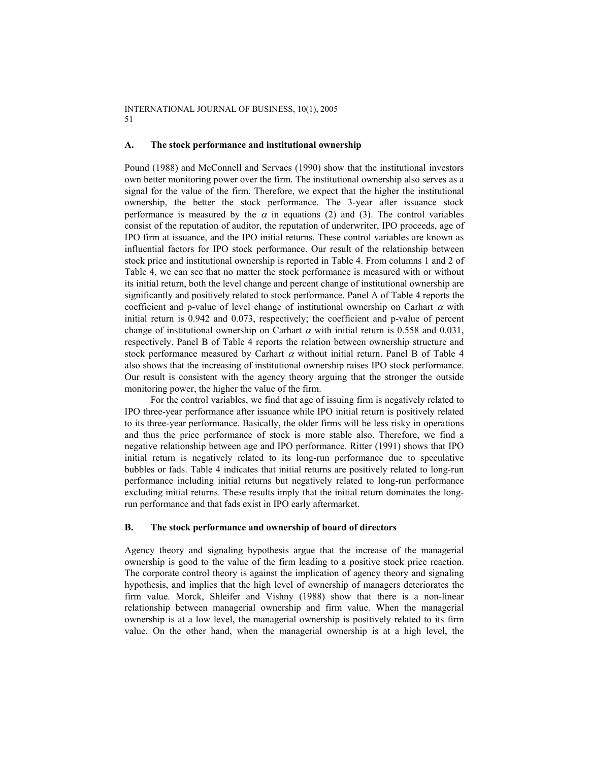### A. The stock performance and institutional ownership

Pound (1988) and McConnell and Servaes (1990) show that the institutional investors own better monitoring power over the firm. The institutional ownership also serves as a signal for the value of the firm. Therefore, we expect that the higher the institutional ownership, the better the stock performance. The 3-year after issuance stock performance is measured by the $\alpha$ in equations (2) and (3). The control variables consist of the reputation of auditor, the reputation of underwriter, IPO proceeds, age of IPO firm at issuance, and the IPO initial returns. These control variables are known as influential factors for IPO stock performance. Our result of the relationship between stock price and institutional ownership is reported in Table 4. From columns 1 and 2 of Table 4, we can see that no matter the stock performance is measured with or without its initial return, both the level change and percent change of institutional ownership are significantly and positively related to stock performance. Panel A of Table 4 reports the coefficient and p-value of level change of institutional ownership on Carhart $\alpha$ with initial return is 0.942 and 0.073, respectively; the coefficient and p-value of percent change of institutional ownership on Carhart $\alpha$ with initial return is 0.558 and 0.031, respectively. Panel B of Table 4 reports the relation between ownership structure and stock performance measured by Carhart $\alpha$ without initial return. Panel B of Table 4 also shows that the increasing of institutional ownership raises IPO stock performance. Our result is consistent with the agency theory arguing that the stronger the outside monitoring power, the higher the value of the firm.

For the control variables, we find that age of issuing firm is negatively related to IPO three-year performance after issuance while IPO initial return is positively related to its three-year performance. Basically, the older firms will be less risky in operations and thus the price performance of stock is more stable also. Therefore, we find a negative relationship between age and IPO performance. Ritter (1991) shows that IPO initial return is negatively related to its long-run performance due to speculative bubbles or fads. Table 4 indicates that initial returns are positively related to long-run performance including initial returns but negatively related to long-run performance excluding initial returns. These results imply that the initial return dominates the long-run performance and that fads exist in IPO early aftermarket.

### B. The stock performance and ownership of board of directors

Agency theory and signaling hypothesis argue that the increase of the managerial ownership is good to the value of the firm leading to a positive stock price reaction. The corporate control theory is against the implication of agency theory and signaling hypothesis, and implies that the high level of ownership of managers deteriorates the firm value. Morck, Shleifer and Vishny (1988) show that there is a non-linear relationship between managerial ownership and firm value. When the managerial ownership is at a low level, the managerial ownership is positively related to its firm value. On the other hand, when the managerial ownership is at a high level, the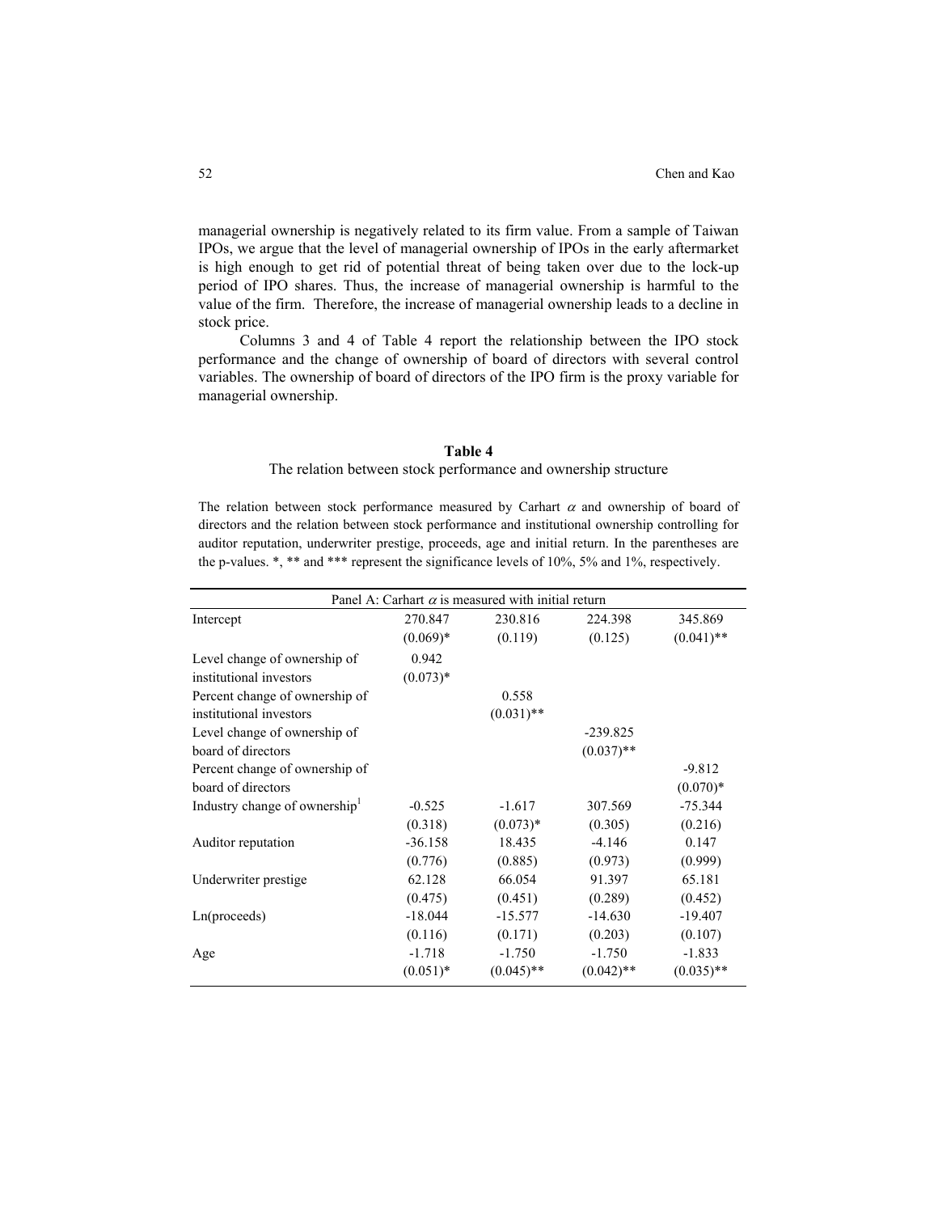managerial ownership is negatively related to its firm value. From a sample of Taiwan IPOs, we argue that the level of managerial ownership of IPOs in the early aftermarket is high enough to get rid of potential threat of being taken over due to the lock-up period of IPO shares. Thus, the increase of managerial ownership is harmful to the value of the firm. Therefore, the increase of managerial ownership leads to a decline in stock price.

Columns 3 and 4 of Table 4 report the relationship between the IPO stock performance and the change of ownership of board of directors with several control variables. The ownership of board of directors of the IPO firm is the proxy variable for managerial ownership.

**Table 4**

The relation between stock performance and ownership structure

The relation between stock performance measured by Carhart $\alpha$ and ownership of board of directors and the relation between stock performance and institutional ownership controlling for auditor reputation, underwriter prestige, proceeds, age and initial return. In the parentheses are the p-values. *, ** and *** represent the significance levels of 10%, 5% and 1%, respectively.

| Panel A: Carhart $\alpha$ is measured with initial return | | | | |
|---|---|---|---|---|
| Intercept | 270.847 | 230.816 | 224.398 | 345.869 |
| | (0.069)* | (0.119) | (0.125) | (0.041)** |
| Level change of ownership of institutional investors | 0.942 | | | |
| | (0.073)* | | | |
| Percent change of ownership of institutional investors | | 0.558 | | |
| | | (0.031)** | | |
| Level change of ownership of board of directors | | | -239.825 | |
| | | | (0.037)** | |
| Percent change of ownership of board of directors | | | | -9.812 |
| | | | | (0.070)* |
| Industry change of ownership[1] | -0.525 | -1.617 | 307.569 | -75.344 |
| | (0.318) | (0.073)* | (0.305) | (0.216) |
| Auditor reputation | -36.158 | 18.435 | -4.146 | 0.147 |
| | (0.776) | (0.885) | (0.973) | (0.999) |
| Underwriter prestige | 62.128 | 66.054 | 91.397 | 65.181 |
| | (0.475) | (0.451) | (0.289) | (0.452) |
| Ln(proceeds) | -18.044 | -15.577 | -14.630 | -19.407 |
| | (0.116) | (0.171) | (0.203) | (0.107) |
| Age | -1.718 | -1.750 | -1.750 | -1.833 |
| | (0.051)* | (0.045)** | (0.042)** | (0.035)** |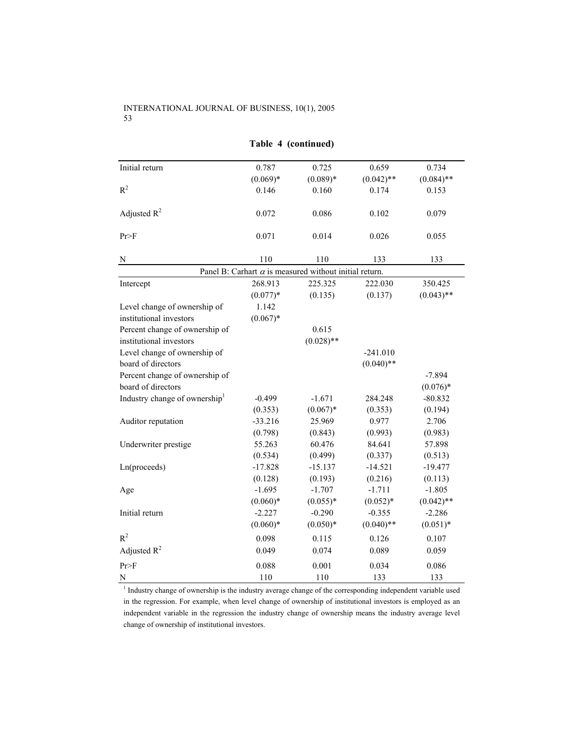**Table 4 (continued)**

| | | | | |
|---|---|---|---|---|
| Initial return | 0.787 | 0.725 | 0.659 | 0.734 |
| | (0.069)* | (0.089)* | (0.042)** | (0.084)** |
| $R^2$ | 0.146 | 0.160 | 0.174 | 0.153 |
| Adjusted $R^2$ | 0.072 | 0.086 | 0.102 | 0.079 |
| Pr>F | 0.071 | 0.014 | 0.026 | 0.055 |
| N | 110 | 110 | 133 | 133 |
| Panel B: Carhart $\alpha$ is measured without initial return. | | | | |
| Intercept | 268.913 | 225.325 | 222.030 | 350.425 |
| | (0.077)* | (0.135) | (0.137) | (0.043)** |
| Level change of ownership of institutional investors | 1.142 | | | |
| | (0.067)* | | | |
| Percent change of ownership of institutional investors | | 0.615 | | |
| | | (0.028)** | | |
| Level change of ownership of board of directors | | | -241.010 | |
| | | | (0.040)** | |
| Percent change of ownership of board of directors | | | | -7.894 |
| | | | | (0.076)* |
| Industry change of ownership[1] | -0.499 | -1.671 | 284.248 | -80.832 |
| | (0.353) | (0.067)* | (0.353) | (0.194) |
| Auditor reputation | -33.216 | 25.969 | 0.977 | 2.706 |
| | (0.798) | (0.843) | (0.993) | (0.983) |
| Underwriter prestige | 55.263 | 60.476 | 84.641 | 57.898 |
| | (0.534) | (0.499) | (0.337) | (0.513) |
| Ln(proceeds) | -17.828 | -15.137 | -14.521 | -19.477 |
| | (0.128) | (0.193) | (0.216) | (0.113) |
| Age | -1.695 | -1.707 | -1.711 | -1.805 |
| | (0.060)* | (0.055)* | (0.052)* | (0.042)** |
| Initial return | -2.227 | -0.290 | -0.355 | -2.286 |
| | (0.060)* | (0.050)* | (0.040)** | (0.051)* |
| $R^2$ | 0.098 | 0.115 | 0.126 | 0.107 |
| Adjusted $R^2$ | 0.049 | 0.074 | 0.089 | 0.059 |
| Pr>F | 0.088 | 0.001 | 0.034 | 0.086 |
| N | 110 | 110 | 133 | 133 |

[1] Industry change of ownership is the industry average change of the corresponding independent variable used in the regression. For example, when level change of ownership of institutional investors is employed as an independent variable in the regression the industry change of ownership means the industry average level change of ownership of institutional investors.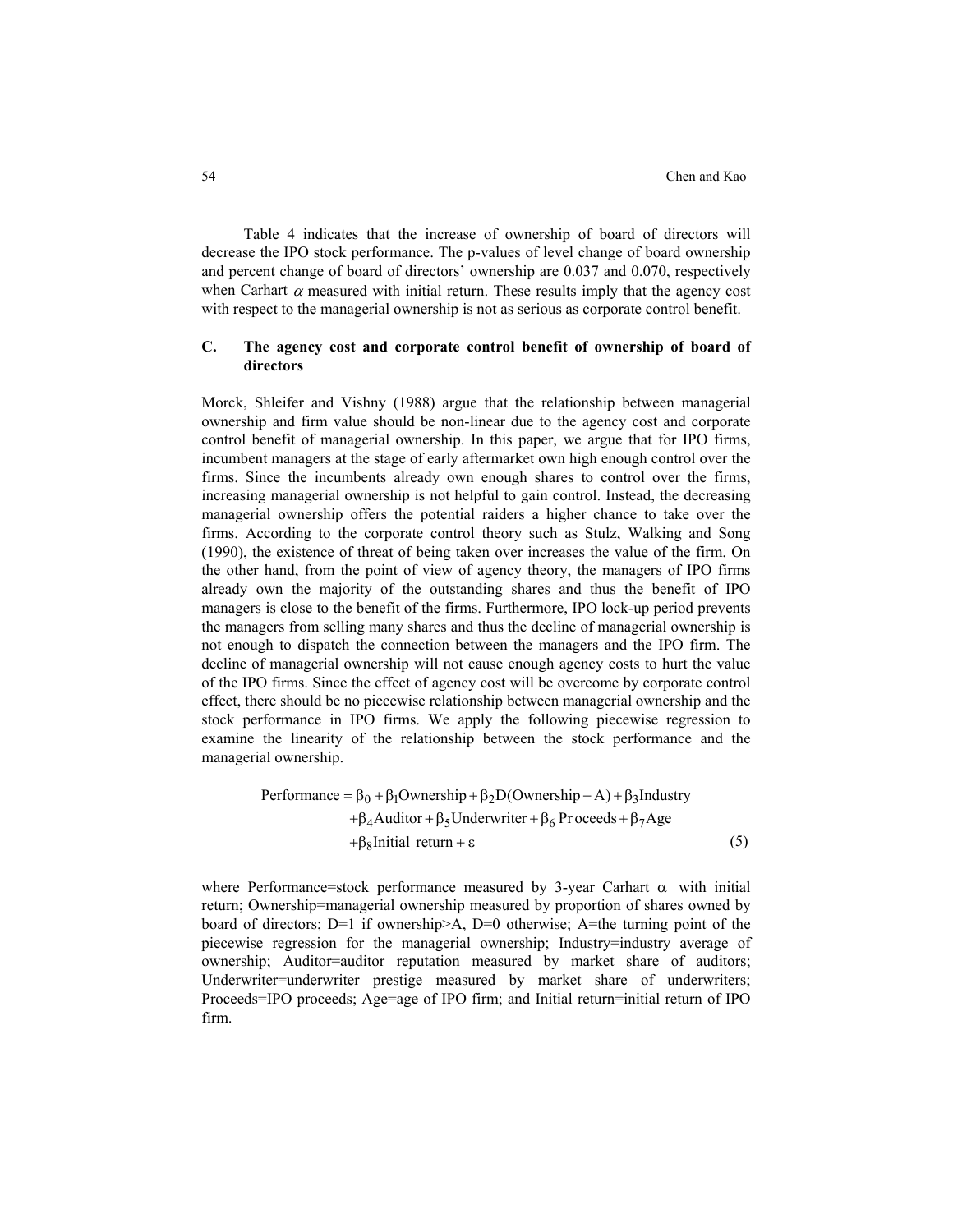Table 4 indicates that the increase of ownership of board of directors will decrease the IPO stock performance. The p-values of level change of board ownership and percent change of board of directors' ownership are 0.037 and 0.070, respectively when Carhart $\alpha$ measured with initial return. These results imply that the agency cost with respect to the managerial ownership is not as serious as corporate control benefit.

### C. The agency cost and corporate control benefit of ownership of board of directors

Morck, Shleifer and Vishny (1988) argue that the relationship between managerial ownership and firm value should be non-linear due to the agency cost and corporate control benefit of managerial ownership. In this paper, we argue that for IPO firms, incumbent managers at the stage of early aftermarket own high enough control over the firms. Since the incumbents already own enough shares to control over the firms, increasing managerial ownership is not helpful to gain control. Instead, the decreasing managerial ownership offers the potential raiders a higher chance to take over the firms. According to the corporate control theory such as Stulz, Walking and Song (1990), the existence of threat of being taken over increases the value of the firm. On the other hand, from the point of view of agency theory, the managers of IPO firms already own the majority of the outstanding shares and thus the benefit of IPO managers is close to the benefit of the firms. Furthermore, IPO lock-up period prevents the managers from selling many shares and thus the decline of managerial ownership is not enough to dispatch the connection between the managers and the IPO firm. The decline of managerial ownership will not cause enough agency costs to hurt the value of the IPO firms. Since the effect of agency cost will be overcome by corporate control effect, there should be no piecewise relationship between managerial ownership and the stock performance in IPO firms. We apply the following piecewise regression to examine the linearity of the relationship between the stock performance and the managerial ownership.

$$\begin{aligned}\text{Performance} &= \beta_0 + \beta_1\text{Ownership} + \beta_2 D(\text{Ownership} - A) + \beta_3\text{Industry} \\ &+ \beta_4\text{Auditor} + \beta_5\text{Underwriter} + \beta_6\text{Proceeds} + \beta_7\text{Age} \\ &+ \beta_8\text{Initial return} + \varepsilon \end{aligned} \tag{5}$$

where Performance=stock performance measured by 3-year Carhart $\alpha$ with initial return; Ownership=managerial ownership measured by proportion of shares owned by board of directors; D=1 if ownership>A, D=0 otherwise; A=the turning point of the piecewise regression for the managerial ownership; Industry=industry average of ownership; Auditor=auditor reputation measured by market share of auditors; Underwriter=underwriter prestige measured by market share of underwriters; Proceeds=IPO proceeds; Age=age of IPO firm; and Initial return=initial return of IPO firm.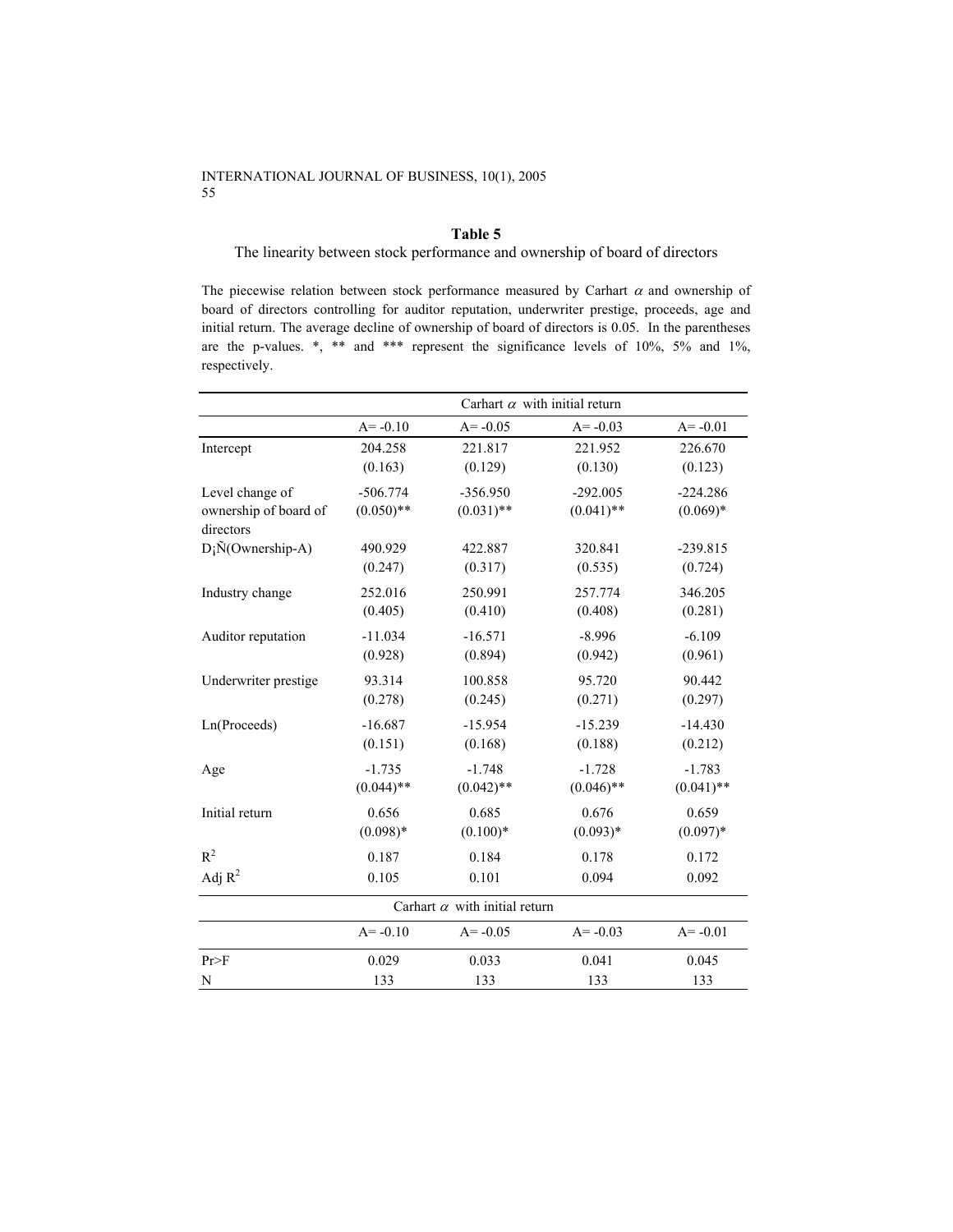**Table 5**

The linearity between stock performance and ownership of board of directors

The piecewise relation between stock performance measured by Carhart $\alpha$ and ownership of board of directors controlling for auditor reputation, underwriter prestige, proceeds, age and initial return. The average decline of ownership of board of directors is 0.05. In the parentheses are the p-values. *, ** and *** represent the significance levels of 10%, 5% and 1%, respectively.

| | Carhart $\alpha$ with initial return | | | |
|---|---|---|---|---|
| | A= -0.10 | A= -0.05 | A= -0.03 | A= -0.01 |
| Intercept | 204.258 | 221.817 | 221.952 | 226.670 |
| | (0.163) | (0.129) | (0.130) | (0.123) |
| Level change of ownership of board of directors | -506.774 | -356.950 | -292.005 | -224.286 |
| | (0.050)** | (0.031)** | (0.041)** | (0.069)* |
| D¡Ñ(Ownership-A) | 490.929 | 422.887 | 320.841 | -239.815 |
| | (0.247) | (0.317) | (0.535) | (0.724) |
| Industry change | 252.016 | 250.991 | 257.774 | 346.205 |
| | (0.405) | (0.410) | (0.408) | (0.281) |
| Auditor reputation | -11.034 | -16.571 | -8.996 | -6.109 |
| | (0.928) | (0.894) | (0.942) | (0.961) |
| Underwriter prestige | 93.314 | 100.858 | 95.720 | 90.442 |
| | (0.278) | (0.245) | (0.271) | (0.297) |
| Ln(Proceeds) | -16.687 | -15.954 | -15.239 | -14.430 |
| | (0.151) | (0.168) | (0.188) | (0.212) |
| Age | -1.735 | -1.748 | -1.728 | -1.783 |
| | (0.044)** | (0.042)** | (0.046)** | (0.041)** |
| Initial return | 0.656 | 0.685 | 0.676 | 0.659 |
| | (0.098)* | (0.100)* | (0.093)* | (0.097)* |
| $R^2$ | 0.187 | 0.184 | 0.178 | 0.172 |
| Adj $R^2$ | 0.105 | 0.101 | 0.094 | 0.092 |
| | Carhart $\alpha$ with initial return | | | |
| | A= -0.10 | A= -0.05 | A= -0.03 | A= -0.01 |
| Pr>F | 0.029 | 0.033 | 0.041 | 0.045 |
| N | 133 | 133 | 133 | 133 |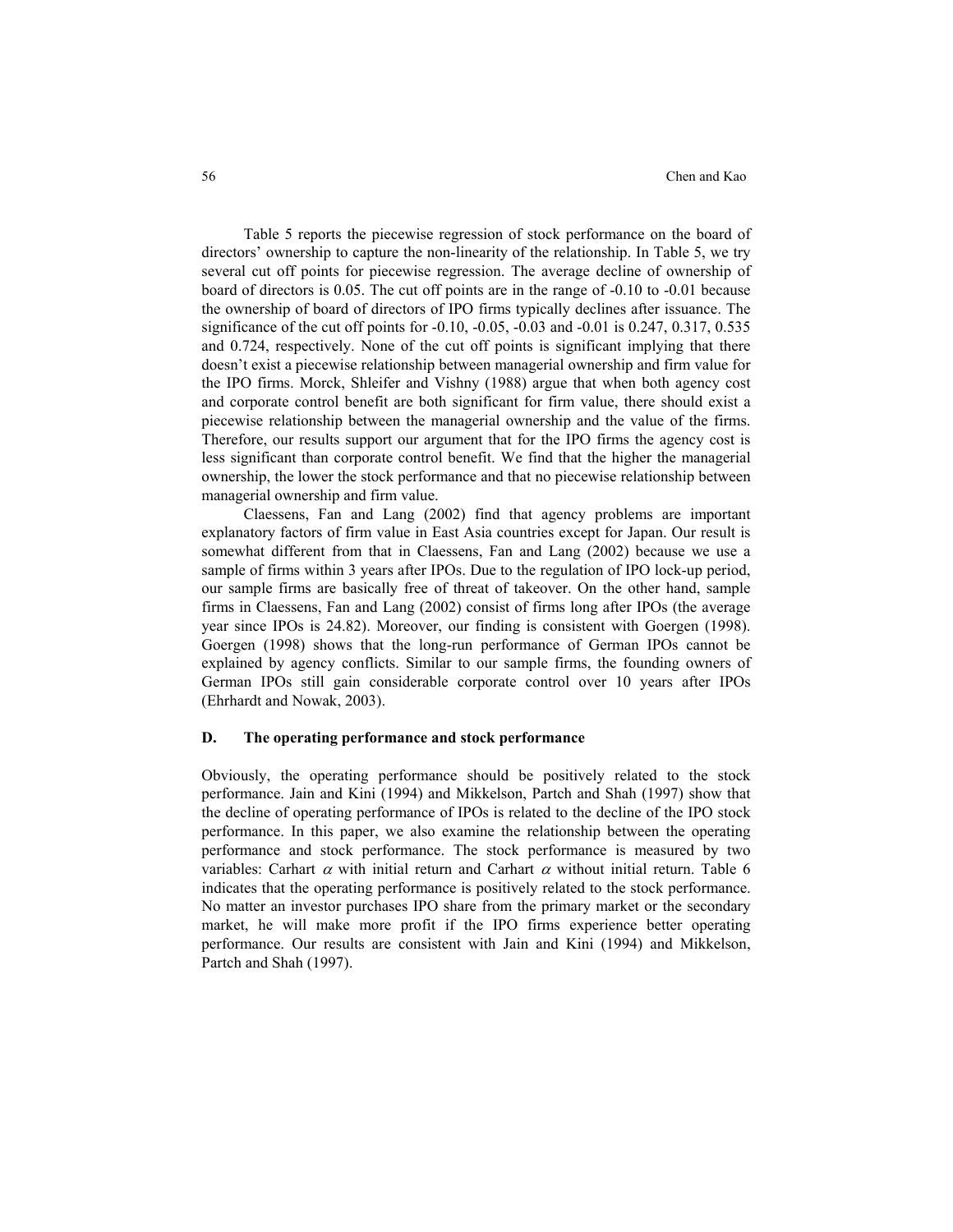Table 5 reports the piecewise regression of stock performance on the board of directors' ownership to capture the non-linearity of the relationship. In Table 5, we try several cut off points for piecewise regression. The average decline of ownership of board of directors is 0.05. The cut off points are in the range of -0.10 to -0.01 because the ownership of board of directors of IPO firms typically declines after issuance. The significance of the cut off points for -0.10, -0.05, -0.03 and -0.01 is 0.247, 0.317, 0.535 and 0.724, respectively. None of the cut off points is significant implying that there doesn't exist a piecewise relationship between managerial ownership and firm value for the IPO firms. Morck, Shleifer and Vishny (1988) argue that when both agency cost and corporate control benefit are both significant for firm value, there should exist a piecewise relationship between the managerial ownership and the value of the firms. Therefore, our results support our argument that for the IPO firms the agency cost is less significant than corporate control benefit. We find that the higher the managerial ownership, the lower the stock performance and that no piecewise relationship between managerial ownership and firm value.

Claessens, Fan and Lang (2002) find that agency problems are important explanatory factors of firm value in East Asia countries except for Japan. Our result is somewhat different from that in Claessens, Fan and Lang (2002) because we use a sample of firms within 3 years after IPOs. Due to the regulation of IPO lock-up period, our sample firms are basically free of threat of takeover. On the other hand, sample firms in Claessens, Fan and Lang (2002) consist of firms long after IPOs (the average year since IPOs is 24.82). Moreover, our finding is consistent with Goergen (1998). Goergen (1998) shows that the long-run performance of German IPOs cannot be explained by agency conflicts. Similar to our sample firms, the founding owners of German IPOs still gain considerable corporate control over 10 years after IPOs (Ehrhardt and Nowak, 2003).

### D. The operating performance and stock performance

Obviously, the operating performance should be positively related to the stock performance. Jain and Kini (1994) and Mikkelson, Partch and Shah (1997) show that the decline of operating performance of IPOs is related to the decline of the IPO stock performance. In this paper, we also examine the relationship between the operating performance and stock performance. The stock performance is measured by two variables: Carhart $\alpha$ with initial return and Carhart $\alpha$ without initial return. Table 6 indicates that the operating performance is positively related to the stock performance. No matter an investor purchases IPO share from the primary market or the secondary market, he will make more profit if the IPO firms experience better operating performance. Our results are consistent with Jain and Kini (1994) and Mikkelson, Partch and Shah (1997).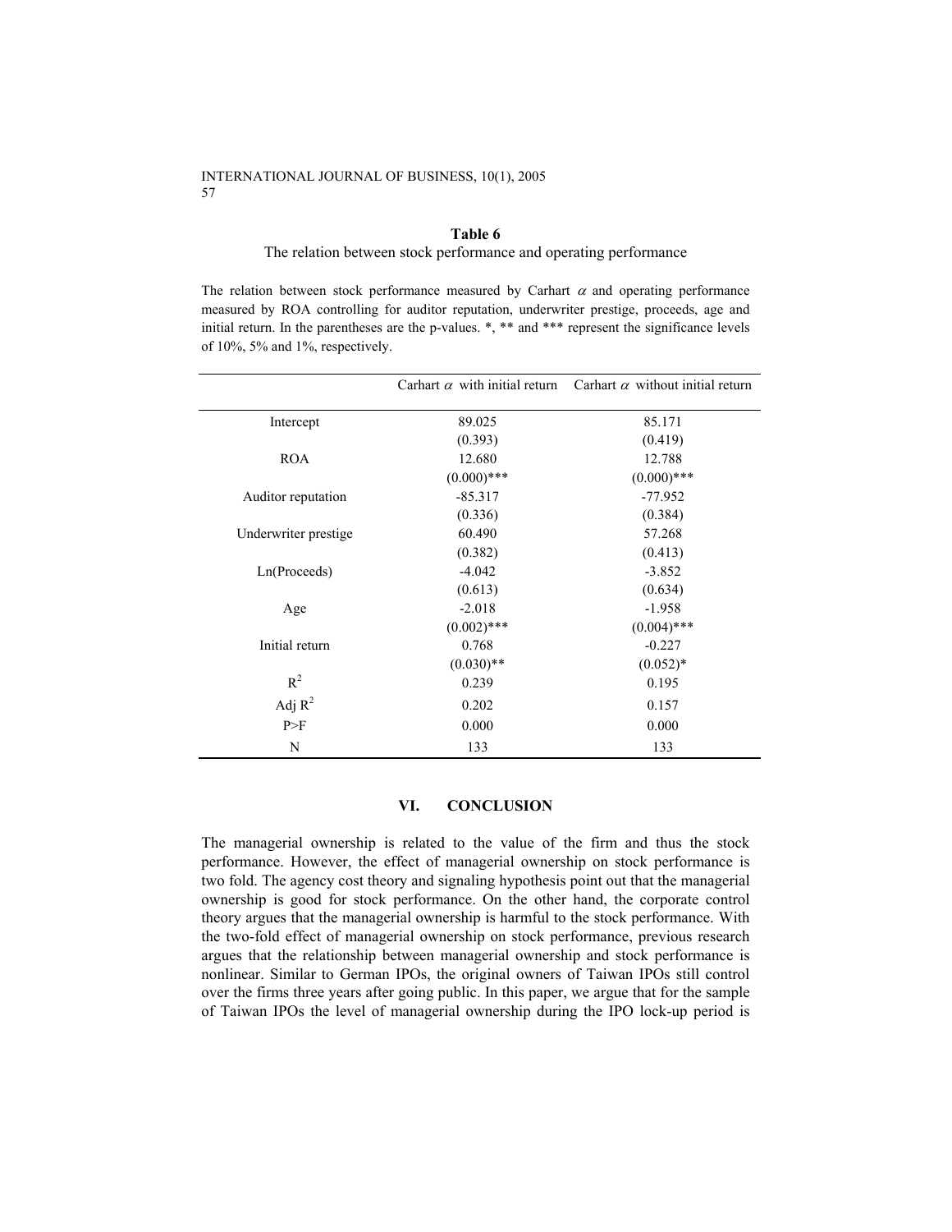**Table 6**

The relation between stock performance and operating performance

The relation between stock performance measured by Carhart $\alpha$ and operating performance measured by ROA controlling for auditor reputation, underwriter prestige, proceeds, age and initial return. In the parentheses are the p-values. *, ** and *** represent the significance levels of 10%, 5% and 1%, respectively.

| | Carhart $\alpha$ with initial return | Carhart $\alpha$ without initial return |
|---|---|---|
| Intercept | 89.025 | 85.171 |
| | (0.393) | (0.419) |
| ROA | 12.680 | 12.788 |
| | (0.000)*** | (0.000)*** |
| Auditor reputation | -85.317 | -77.952 |
| | (0.336) | (0.384) |
| Underwriter prestige | 60.490 | 57.268 |
| | (0.382) | (0.413) |
| Ln(Proceeds) | -4.042 | -3.852 |
| | (0.613) | (0.634) |
| Age | -2.018 | -1.958 |
| | (0.002)*** | (0.004)*** |
| Initial return | 0.768 | -0.227 |
| | (0.030)** | (0.052)* |
| $R^2$ | 0.239 | 0.195 |
| Adj $R^2$ | 0.202 | 0.157 |
| P>F | 0.000 | 0.000 |
| N | 133 | 133 |

## VI. CONCLUSION

The managerial ownership is related to the value of the firm and thus the stock performance. However, the effect of managerial ownership on stock performance is two fold. The agency cost theory and signaling hypothesis point out that the managerial ownership is good for stock performance. On the other hand, the corporate control theory argues that the managerial ownership is harmful to the stock performance. With the two-fold effect of managerial ownership on stock performance, previous research argues that the relationship between managerial ownership and stock performance is nonlinear. Similar to German IPOs, the original owners of Taiwan IPOs still control over the firms three years after going public. In this paper, we argue that for the sample of Taiwan IPOs the level of managerial ownership during the IPO lock-up period is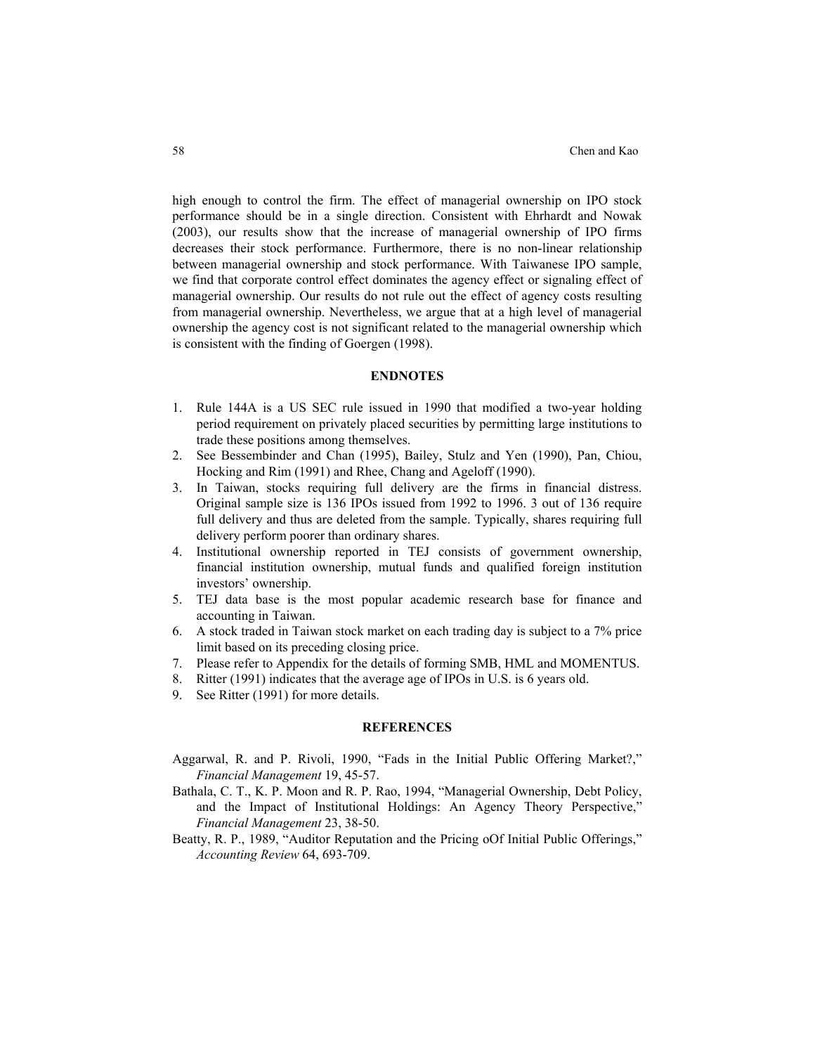high enough to control the firm. The effect of managerial ownership on IPO stock performance should be in a single direction. Consistent with Ehrhardt and Nowak (2003), our results show that the increase of managerial ownership of IPO firms decreases their stock performance. Furthermore, there is no non-linear relationship between managerial ownership and stock performance. With Taiwanese IPO sample, we find that corporate control effect dominates the agency effect or signaling effect of managerial ownership. Our results do not rule out the effect of agency costs resulting from managerial ownership. Nevertheless, we argue that at a high level of managerial ownership the agency cost is not significant related to the managerial ownership which is consistent with the finding of Goergen (1998).

## ENDNOTES

1. Rule 144A is a US SEC rule issued in 1990 that modified a two-year holding period requirement on privately placed securities by permitting large institutions to trade these positions among themselves.
2. See Bessembinder and Chan (1995), Bailey, Stulz and Yen (1990), Pan, Chiou, Hocking and Rim (1991) and Rhee, Chang and Ageloff (1990).
3. In Taiwan, stocks requiring full delivery are the firms in financial distress. Original sample size is 136 IPOs issued from 1992 to 1996. 3 out of 136 require full delivery and thus are deleted from the sample. Typically, shares requiring full delivery perform poorer than ordinary shares.
4. Institutional ownership reported in TEJ consists of government ownership, financial institution ownership, mutual funds and qualified foreign institution investors' ownership.
5. TEJ data base is the most popular academic research base for finance and accounting in Taiwan.
6. A stock traded in Taiwan stock market on each trading day is subject to a 7% price limit based on its preceding closing price.
7. Please refer to Appendix for the details of forming SMB, HML and MOMENTUS.
8. Ritter (1991) indicates that the average age of IPOs in U.S. is 6 years old.
9. See Ritter (1991) for more details.

## REFERENCES

Aggarwal, R. and P. Rivoli, 1990, "Fads in the Initial Public Offering Market?," *Financial Management* 19, 45-57.

Bathala, C. T., K. P. Moon and R. P. Rao, 1994, "Managerial Ownership, Debt Policy, and the Impact of Institutional Holdings: An Agency Theory Perspective," *Financial Management* 23, 38-50.

Beatty, R. P., 1989, "Auditor Reputation and the Pricing oOf Initial Public Offerings," *Accounting Review* 64, 693-709.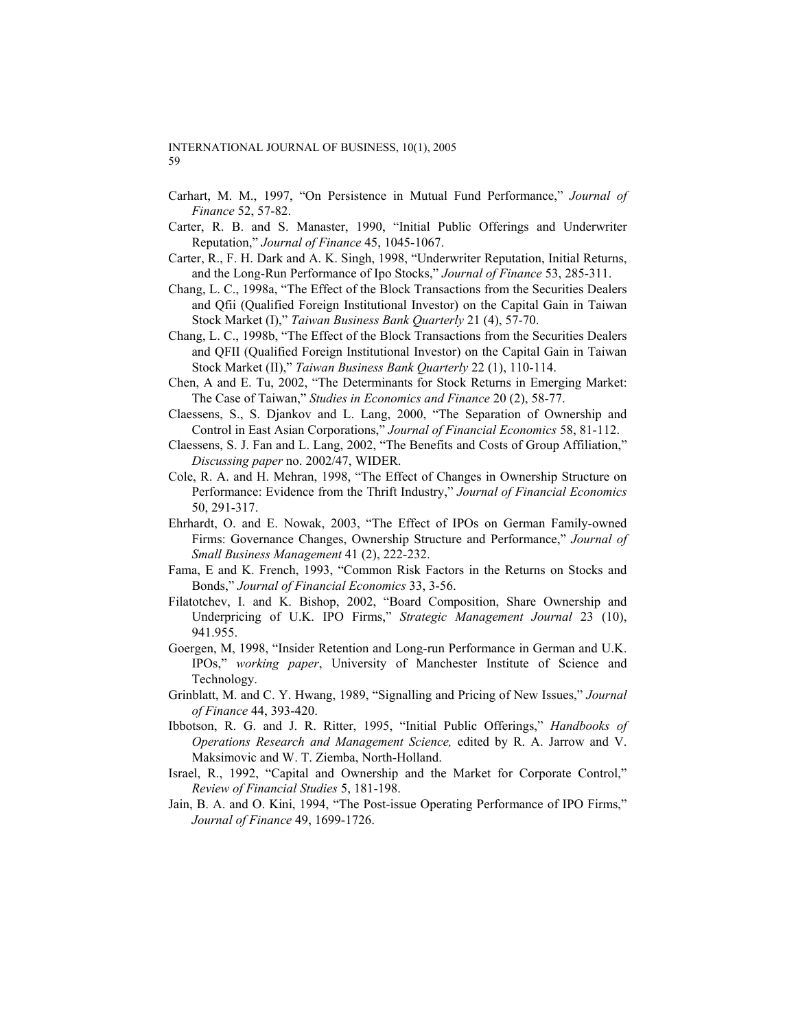Carhart, M. M., 1997, "On Persistence in Mutual Fund Performance," *Journal of Finance* 52, 57-82.

Carter, R. B. and S. Manaster, 1990, "Initial Public Offerings and Underwriter Reputation," *Journal of Finance* 45, 1045-1067.

Carter, R., F. H. Dark and A. K. Singh, 1998, "Underwriter Reputation, Initial Returns, and the Long-Run Performance of Ipo Stocks," *Journal of Finance* 53, 285-311.

Chang, L. C., 1998a, "The Effect of the Block Transactions from the Securities Dealers and Qfii (Qualified Foreign Institutional Investor) on the Capital Gain in Taiwan Stock Market (I)," *Taiwan Business Bank Quarterly* 21 (4), 57-70.

Chang, L. C., 1998b, "The Effect of the Block Transactions from the Securities Dealers and QFII (Qualified Foreign Institutional Investor) on the Capital Gain in Taiwan Stock Market (II)," *Taiwan Business Bank Quarterly* 22 (1), 110-114.

Chen, A and E. Tu, 2002, "The Determinants for Stock Returns in Emerging Market: The Case of Taiwan," *Studies in Economics and Finance* 20 (2), 58-77.

Claessens, S., S. Djankov and L. Lang, 2000, "The Separation of Ownership and Control in East Asian Corporations," *Journal of Financial Economics* 58, 81-112.

Claessens, S. J. Fan and L. Lang, 2002, "The Benefits and Costs of Group Affiliation," *Discussing paper* no. 2002/47, WIDER.

Cole, R. A. and H. Mehran, 1998, "The Effect of Changes in Ownership Structure on Performance: Evidence from the Thrift Industry," *Journal of Financial Economics* 50, 291-317.

Ehrhardt, O. and E. Nowak, 2003, "The Effect of IPOs on German Family-owned Firms: Governance Changes, Ownership Structure and Performance," *Journal of Small Business Management* 41 (2), 222-232.

Fama, E and K. French, 1993, "Common Risk Factors in the Returns on Stocks and Bonds," *Journal of Financial Economics* 33, 3-56.

Filatotchev, I. and K. Bishop, 2002, "Board Composition, Share Ownership and Underpricing of U.K. IPO Firms," *Strategic Management Journal* 23 (10), 941.955.

Goergen, M, 1998, "Insider Retention and Long-run Performance in German and U.K. IPOs," *working paper*, University of Manchester Institute of Science and Technology.

Grinblatt, M. and C. Y. Hwang, 1989, "Signalling and Pricing of New Issues," *Journal of Finance* 44, 393-420.

Ibbotson, R. G. and J. R. Ritter, 1995, "Initial Public Offerings," *Handbooks of Operations Research and Management Science,* edited by R. A. Jarrow and V. Maksimovic and W. T. Ziemba, North-Holland.

Israel, R., 1992, "Capital and Ownership and the Market for Corporate Control," *Review of Financial Studies* 5, 181-198.

Jain, B. A. and O. Kini, 1994, "The Post-issue Operating Performance of IPO Firms," *Journal of Finance* 49, 1699-1726.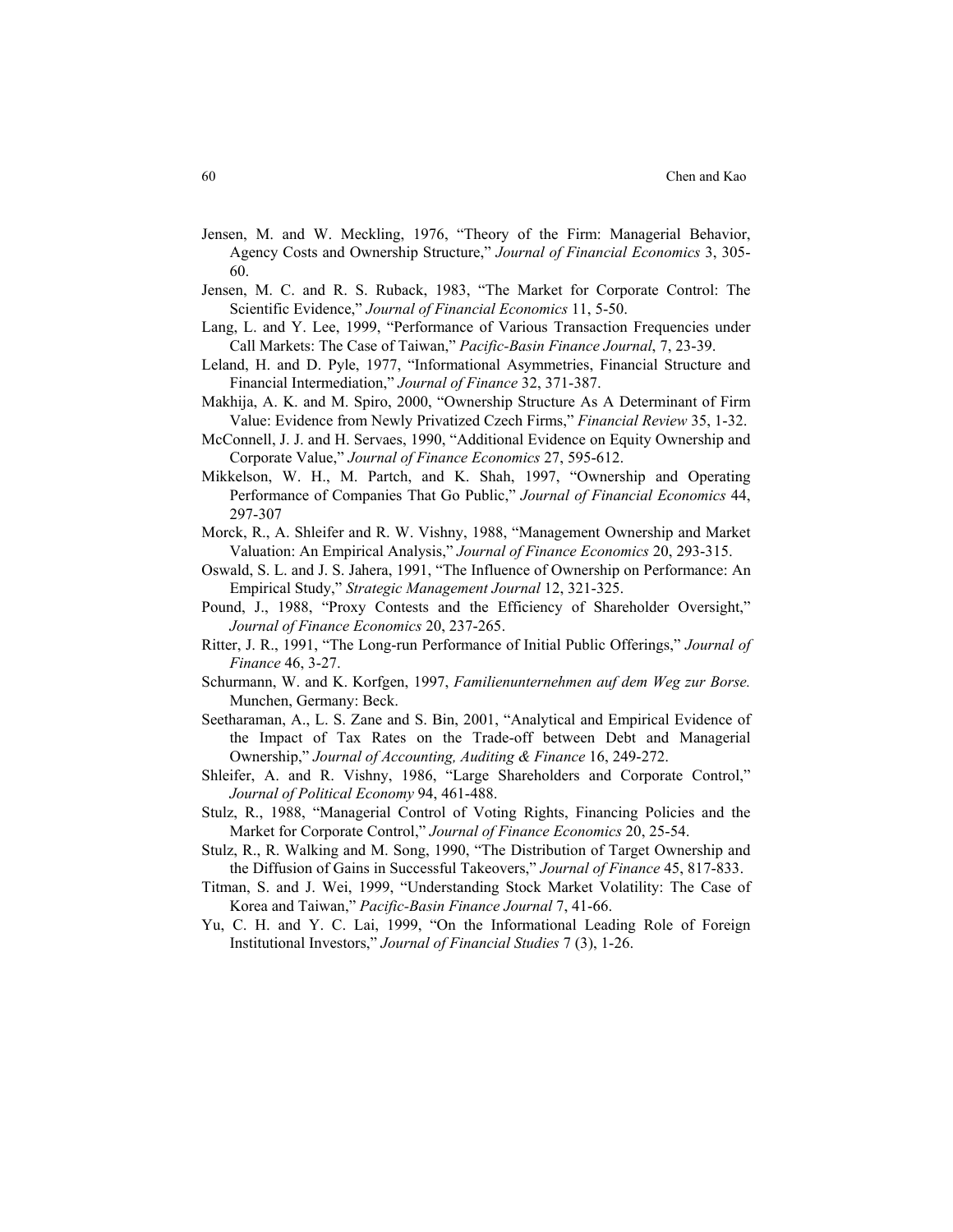Jensen, M. and W. Meckling, 1976, "Theory of the Firm: Managerial Behavior, Agency Costs and Ownership Structure," *Journal of Financial Economics* 3, 305-60.

Jensen, M. C. and R. S. Ruback, 1983, "The Market for Corporate Control: The Scientific Evidence," *Journal of Financial Economics* 11, 5-50.

Lang, L. and Y. Lee, 1999, "Performance of Various Transaction Frequencies under Call Markets: The Case of Taiwan," *Pacific-Basin Finance Journal*, 7, 23-39.

Leland, H. and D. Pyle, 1977, "Informational Asymmetries, Financial Structure and Financial Intermediation," *Journal of Finance* 32, 371-387.

Makhija, A. K. and M. Spiro, 2000, "Ownership Structure As A Determinant of Firm Value: Evidence from Newly Privatized Czech Firms," *Financial Review* 35, 1-32.

McConnell, J. J. and H. Servaes, 1990, "Additional Evidence on Equity Ownership and Corporate Value," *Journal of Finance Economics* 27, 595-612.

Mikkelson, W. H., M. Partch, and K. Shah, 1997, "Ownership and Operating Performance of Companies That Go Public," *Journal of Financial Economics* 44, 297-307

Morck, R., A. Shleifer and R. W. Vishny, 1988, "Management Ownership and Market Valuation: An Empirical Analysis," *Journal of Finance Economics* 20, 293-315.

Oswald, S. L. and J. S. Jahera, 1991, "The Influence of Ownership on Performance: An Empirical Study," *Strategic Management Journal* 12, 321-325.

Pound, J., 1988, "Proxy Contests and the Efficiency of Shareholder Oversight," *Journal of Finance Economics* 20, 237-265.

Ritter, J. R., 1991, "The Long-run Performance of Initial Public Offerings," *Journal of Finance* 46, 3-27.

Schurmann, W. and K. Korfgen, 1997, *Familienunternehmen auf dem Weg zur Borse.* Munchen, Germany: Beck.

Seetharaman, A., L. S. Zane and S. Bin, 2001, "Analytical and Empirical Evidence of the Impact of Tax Rates on the Trade-off between Debt and Managerial Ownership," *Journal of Accounting, Auditing & Finance* 16, 249-272.

Shleifer, A. and R. Vishny, 1986, "Large Shareholders and Corporate Control," *Journal of Political Economy* 94, 461-488.

Stulz, R., 1988, "Managerial Control of Voting Rights, Financing Policies and the Market for Corporate Control," *Journal of Finance Economics* 20, 25-54.

Stulz, R., R. Walking and M. Song, 1990, "The Distribution of Target Ownership and the Diffusion of Gains in Successful Takeovers," *Journal of Finance* 45, 817-833.

Titman, S. and J. Wei, 1999, "Understanding Stock Market Volatility: The Case of Korea and Taiwan," *Pacific-Basin Finance Journal* 7, 41-66.

Yu, C. H. and Y. C. Lai, 1999, "On the Informational Leading Role of Foreign Institutional Investors," *Journal of Financial Studies* 7 (3), 1-26.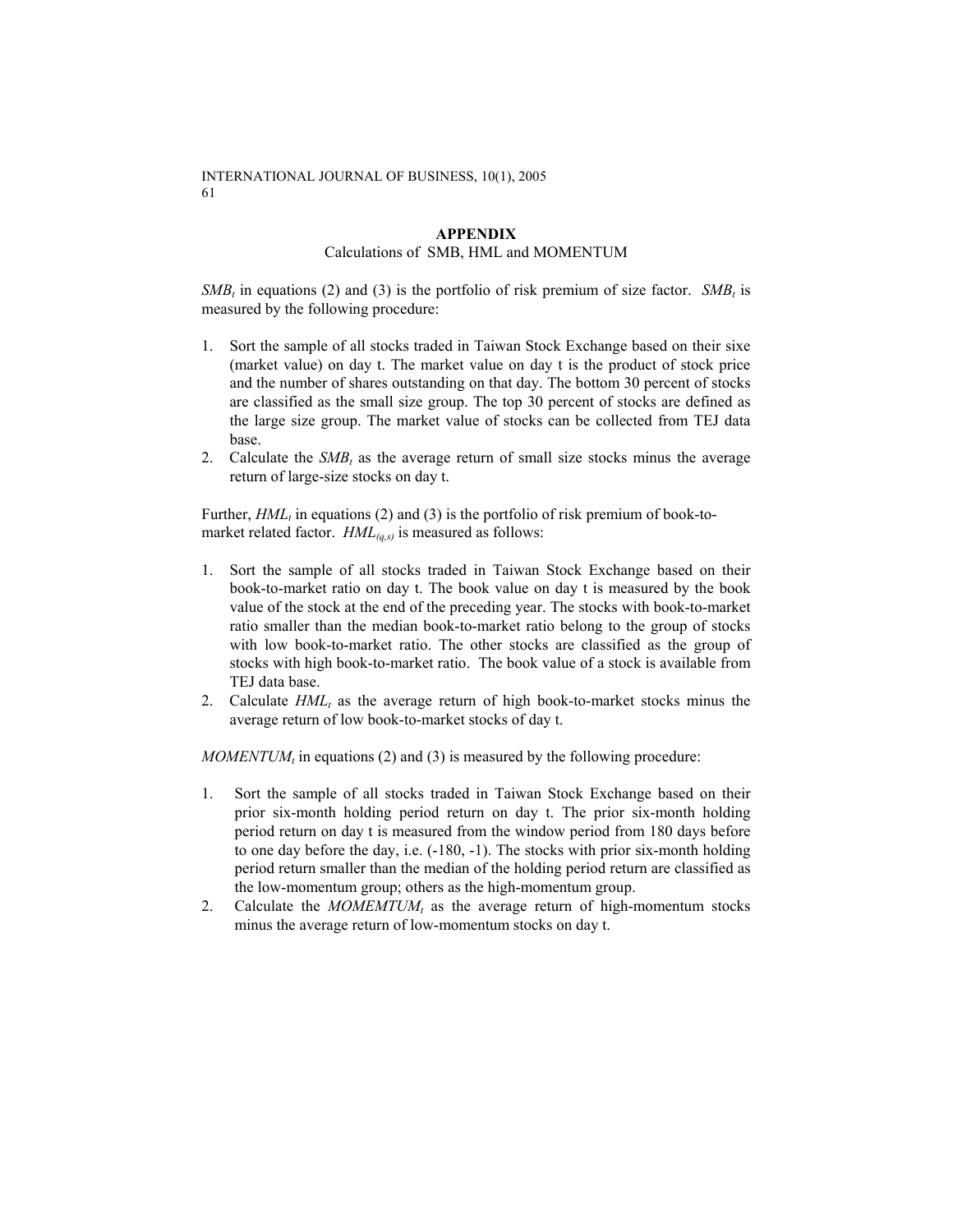# APPENDIX

## Calculations of SMB, HML and MOMENTUM

$SMB_t$ in equations (2) and (3) is the portfolio of risk premium of size factor. $SMB_t$ is measured by the following procedure:

1. Sort the sample of all stocks traded in Taiwan Stock Exchange based on their sixe (market value) on day t. The market value on day t is the product of stock price and the number of shares outstanding on that day. The bottom 30 percent of stocks are classified as the small size group. The top 30 percent of stocks are defined as the large size group. The market value of stocks can be collected from TEJ data base.
2. Calculate the $SMB_t$ as the average return of small size stocks minus the average return of large-size stocks on day t.

Further, $HML_t$ in equations (2) and (3) is the portfolio of risk premium of book-to-market related factor. $HML_{(q,s)}$ is measured as follows:

1. Sort the sample of all stocks traded in Taiwan Stock Exchange based on their book-to-market ratio on day t. The book value on day t is measured by the book value of the stock at the end of the preceding year. The stocks with book-to-market ratio smaller than the median book-to-market ratio belong to the group of stocks with low book-to-market ratio. The other stocks are classified as the group of stocks with high book-to-market ratio. The book value of a stock is available from TEJ data base.
2. Calculate $HML_t$ as the average return of high book-to-market stocks minus the average return of low book-to-market stocks of day t.

$MOMENTUM_t$ in equations (2) and (3) is measured by the following procedure:

1. Sort the sample of all stocks traded in Taiwan Stock Exchange based on their prior six-month holding period return on day t. The prior six-month holding period return on day t is measured from the window period from 180 days before to one day before the day, i.e. (-180, -1). The stocks with prior six-month holding period return smaller than the median of the holding period return are classified as the low-momentum group; others as the high-momentum group.
2. Calculate the $MOMEMTUM_t$ as the average return of high-momentum stocks minus the average return of low-momentum stocks on day t.